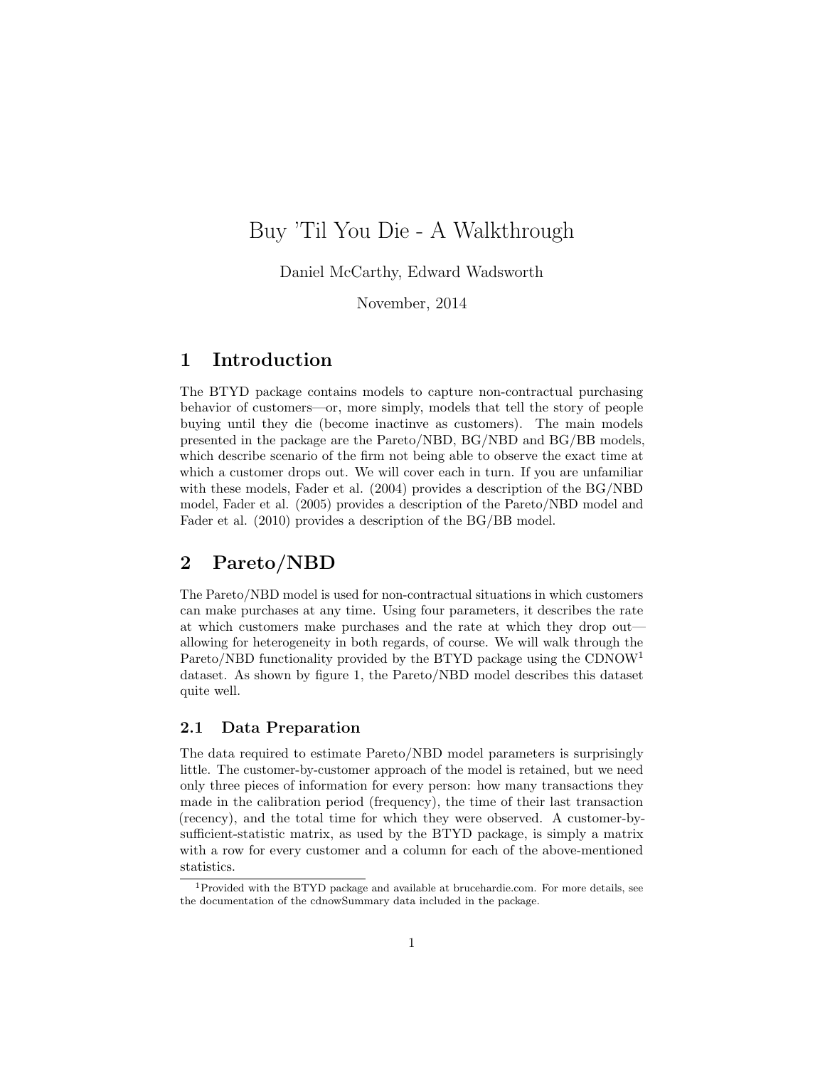# Buy 'Til You Die - A Walkthrough

Daniel McCarthy, Edward Wadsworth

November, 2014

## 1 Introduction

The BTYD package contains models to capture non-contractual purchasing behavior of customers—or, more simply, models that tell the story of people buying until they die (become inactinve as customers). The main models presented in the package are the Pareto/NBD, BG/NBD and BG/BB models, which describe scenario of the firm not being able to observe the exact time at which a customer drops out. We will cover each in turn. If you are unfamiliar with these models, Fader et al. (2004) provides a description of the BG/NBD model, Fader et al. (2005) provides a description of the Pareto/NBD model and Fader et al. (2010) provides a description of the BG/BB model.

## 2 Pareto/NBD

The Pareto/NBD model is used for non-contractual situations in which customers can make purchases at any time. Using four parameters, it describes the rate at which customers make purchases and the rate at which they drop out—allowing for heterogeneity in both regards, of course. We will walk through the Pareto/NBD functionality provided by the BTYD package using the CDNOW[1] dataset. As shown by figure 1, the Pareto/NBD model describes this dataset quite well.

### 2.1 Data Preparation

The data required to estimate Pareto/NBD model parameters is surprisingly little. The customer-by-customer approach of the model is retained, but we need only three pieces of information for every person: how many transactions they made in the calibration period (frequency), the time of their last transaction (recency), and the total time for which they were observed. A customer-by-sufficient-statistic matrix, as used by the BTYD package, is simply a matrix with a row for every customer and a column for each of the above-mentioned statistics.

[1] Provided with the BTYD package and available at brucehardie.com. For more details, see the documentation of the cdnowSummary data included in the package.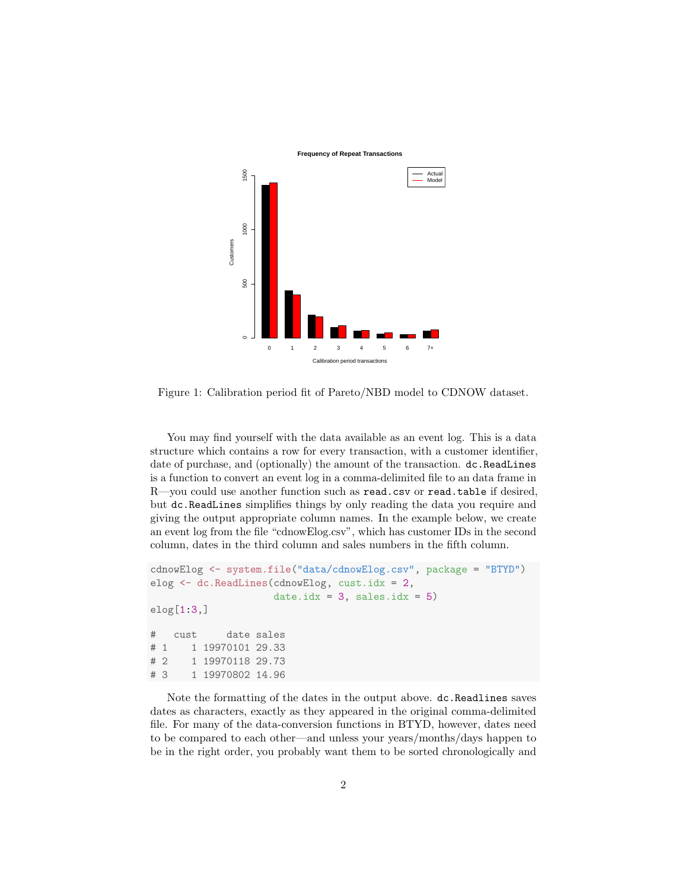Figure 1: Calibration period fit of Pareto/NBD model to CDNOW dataset.

You may find yourself with the data available as an event log. This is a data structure which contains a row for every transaction, with a customer identifier, date of purchase, and (optionally) the amount of the transaction. `dc.ReadLines` is a function to convert an event log in a comma-delimited file to an data frame in R—you could use another function such as `read.csv` or `read.table` if desired, but `dc.ReadLines` simplifies things by only reading the data you require and giving the output appropriate column names. In the example below, we create an event log from the file "cdnowElog.csv", which has customer IDs in the second column, dates in the third column and sales numbers in the fifth column.

```
cdnowElog <- system.file("data/cdnowElog.csv", package = "BTYD")
elog <- dc.ReadLines(cdnowElog, cust.idx = 2,
                     date.idx = 3, sales.idx = 5)
elog[1:3,]

#   cust     date sales
# 1    1 19970101 29.33
# 2    1 19970118 29.73
# 3    1 19970802 14.96
```

Note the formatting of the dates in the output above. `dc.Readlines` saves dates as characters, exactly as they appeared in the original comma-delimited file. For many of the data-conversion functions in BTYD, however, dates need to be compared to each other—and unless your years/months/days happen to be in the right order, you probably want them to be sorted chronologically and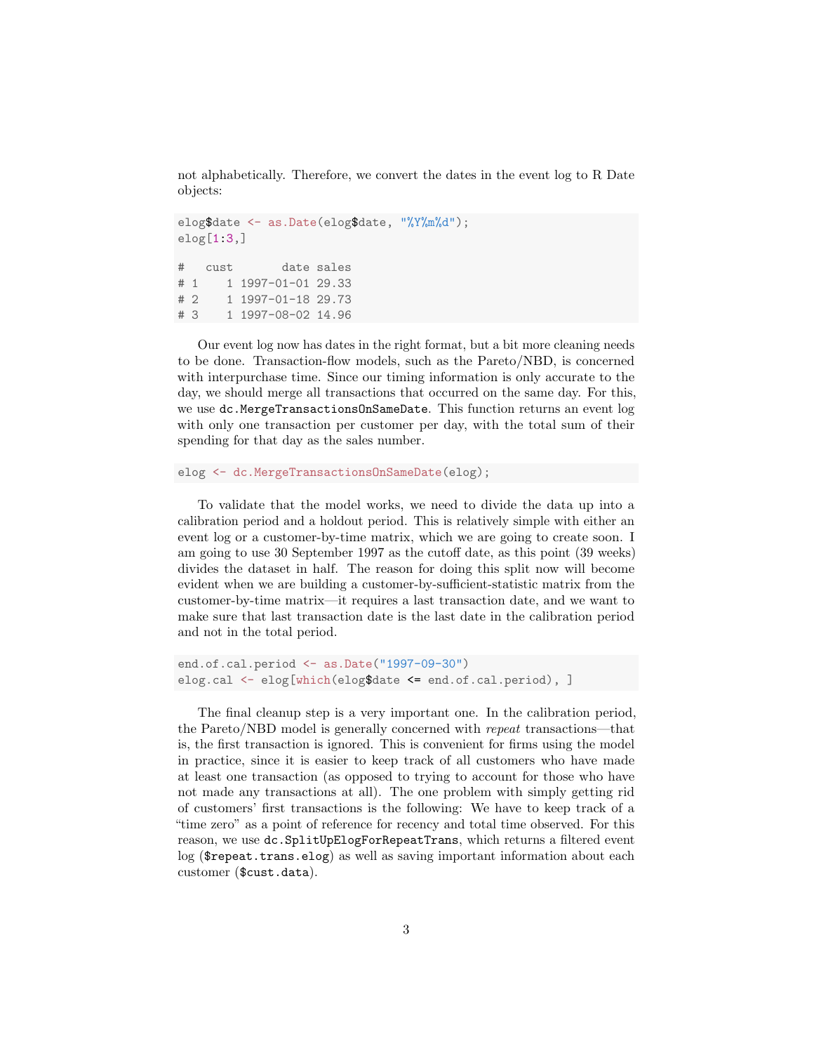not alphabetically. Therefore, we convert the dates in the event log to R Date objects:

```
elog$date <- as.Date(elog$date, "%Y%m%d");
elog[1:3,]

#   cust       date sales
# 1    1 1997-01-01 29.33
# 2    1 1997-01-18 29.73
# 3    1 1997-08-02 14.96
```

Our event log now has dates in the right format, but a bit more cleaning needs to be done. Transaction-flow models, such as the Pareto/NBD, is concerned with interpurchase time. Since our timing information is only accurate to the day, we should merge all transactions that occurred on the same day. For this, we use `dc.MergeTransactionsOnSameDate`. This function returns an event log with only one transaction per customer per day, with the total sum of their spending for that day as the sales number.

```
elog <- dc.MergeTransactionsOnSameDate(elog);
```

To validate that the model works, we need to divide the data up into a calibration period and a holdout period. This is relatively simple with either an event log or a customer-by-time matrix, which we are going to create soon. I am going to use 30 September 1997 as the cutoff date, as this point (39 weeks) divides the dataset in half. The reason for doing this split now will become evident when we are building a customer-by-sufficient-statistic matrix from the customer-by-time matrix—it requires a last transaction date, and we want to make sure that last transaction date is the last date in the calibration period and not in the total period.

```
end.of.cal.period <- as.Date("1997-09-30")
elog.cal <- elog[which(elog$date <= end.of.cal.period), ]
```

The final cleanup step is a very important one. In the calibration period, the Pareto/NBD model is generally concerned with *repeat* transactions—that is, the first transaction is ignored. This is convenient for firms using the model in practice, since it is easier to keep track of all customers who have made at least one transaction (as opposed to trying to account for those who have not made any transactions at all). The one problem with simply getting rid of customers' first transactions is the following: We have to keep track of a "time zero" as a point of reference for recency and total time observed. For this reason, we use `dc.SplitUpElogForRepeatTrans`, which returns a filtered event log (`$repeat.trans.elog`) as well as saving important information about each customer (`$cust.data`).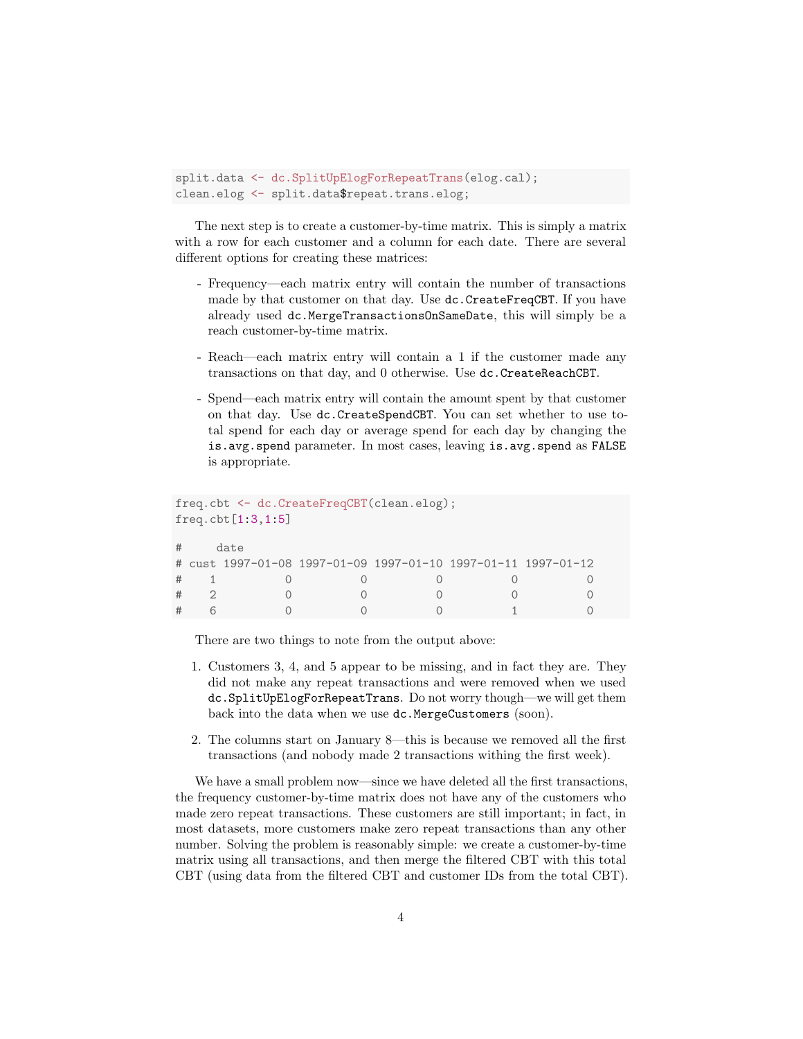```
split.data <- dc.SplitUpElogForRepeatTrans(elog.cal);
clean.elog <- split.data$repeat.trans.elog;
```

The next step is to create a customer-by-time matrix. This is simply a matrix with a row for each customer and a column for each date. There are several different options for creating these matrices:

- Frequency—each matrix entry will contain the number of transactions made by that customer on that day. Use `dc.CreateFreqCBT`. If you have already used `dc.MergeTransactionsOnSameDate`, this will simply be a reach customer-by-time matrix.
- Reach—each matrix entry will contain a 1 if the customer made any transactions on that day, and 0 otherwise. Use `dc.CreateReachCBT`.
- Spend—each matrix entry will contain the amount spent by that customer on that day. Use `dc.CreateSpendCBT`. You can set whether to use total spend for each day or average spend for each day by changing the `is.avg.spend` parameter. In most cases, leaving `is.avg.spend` as `FALSE` is appropriate.

```
freq.cbt <- dc.CreateFreqCBT(clean.elog);
freq.cbt[1:3,1:5]

#     date
# cust 1997-01-08 1997-01-09 1997-01-10 1997-01-11 1997-01-12
#    1          0          0          0          0          0
#    2          0          0          0          0          0
#    6          0          0          0          1          0
```

There are two things to note from the output above:

1. Customers 3, 4, and 5 appear to be missing, and in fact they are. They did not make any repeat transactions and were removed when we used `dc.SplitUpElogForRepeatTrans`. Do not worry though—we will get them back into the data when we use `dc.MergeCustomers` (soon).
2. The columns start on January 8—this is because we removed all the first transactions (and nobody made 2 transactions withing the first week).

We have a small problem now—since we have deleted all the first transactions, the frequency customer-by-time matrix does not have any of the customers who made zero repeat transactions. These customers are still important; in fact, in most datasets, more customers make zero repeat transactions than any other number. Solving the problem is reasonably simple: we create a customer-by-time matrix using all transactions, and then merge the filtered CBT with this total CBT (using data from the filtered CBT and customer IDs from the total CBT).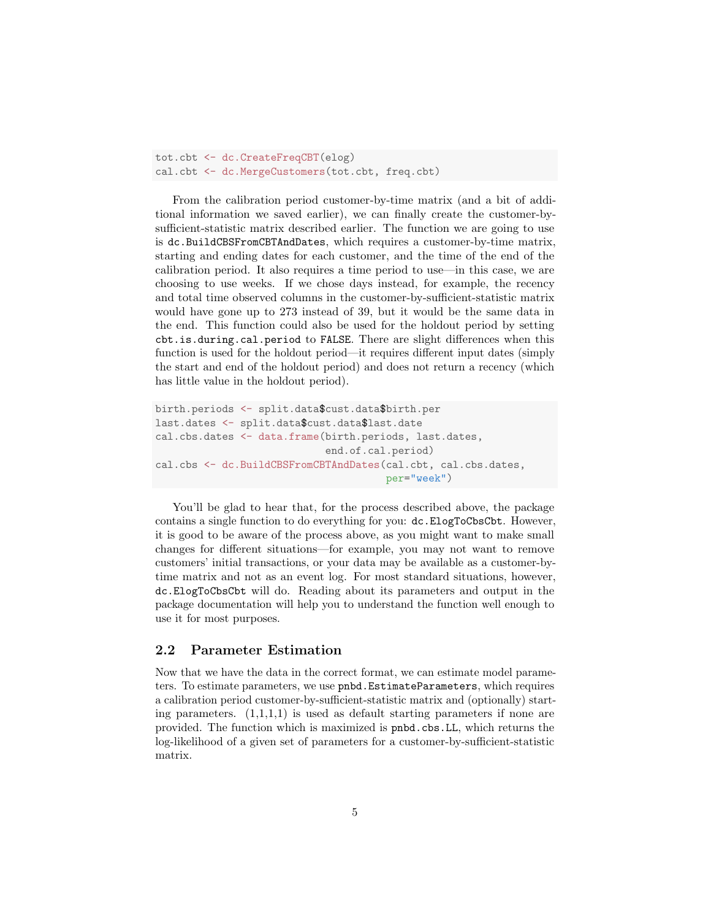```
tot.cbt <- dc.CreateFreqCBT(elog)
cal.cbt <- dc.MergeCustomers(tot.cbt, freq.cbt)
```

From the calibration period customer-by-time matrix (and a bit of additional information we saved earlier), we can finally create the customer-by-sufficient-statistic matrix described earlier. The function we are going to use is `dc.BuildCBSFromCBTAndDates`, which requires a customer-by-time matrix, starting and ending dates for each customer, and the time of the end of the calibration period. It also requires a time period to use—in this case, we are choosing to use weeks. If we chose days instead, for example, the recency and total time observed columns in the customer-by-sufficient-statistic matrix would have gone up to 273 instead of 39, but it would be the same data in the end. This function could also be used for the holdout period by setting `cbt.is.during.cal.period` to `FALSE`. There are slight differences when this function is used for the holdout period—it requires different input dates (simply the start and end of the holdout period) and does not return a recency (which has little value in the holdout period).

```
birth.periods <- split.data$cust.data$birth.per
last.dates <- split.data$cust.data$last.date
cal.cbs.dates <- data.frame(birth.periods, last.dates,
                            end.of.cal.period)
cal.cbs <- dc.BuildCBSFromCBTAndDates(cal.cbt, cal.cbs.dates,
                                      per="week")
```

You'll be glad to hear that, for the process described above, the package contains a single function to do everything for you: `dc.ElogToCbsCbt`. However, it is good to be aware of the process above, as you might want to make small changes for different situations—for example, you may not want to remove customers' initial transactions, or your data may be available as a customer-by-time matrix and not as an event log. For most standard situations, however, `dc.ElogToCbsCbt` will do. Reading about its parameters and output in the package documentation will help you to understand the function well enough to use it for most purposes.

## 2.2 Parameter Estimation

Now that we have the data in the correct format, we can estimate model parameters. To estimate parameters, we use `pnbd.EstimateParameters`, which requires a calibration period customer-by-sufficient-statistic matrix and (optionally) starting parameters. (1,1,1,1) is used as default starting parameters if none are provided. The function which is maximized is `pnbd.cbs.LL`, which returns the log-likelihood of a given set of parameters for a customer-by-sufficient-statistic matrix.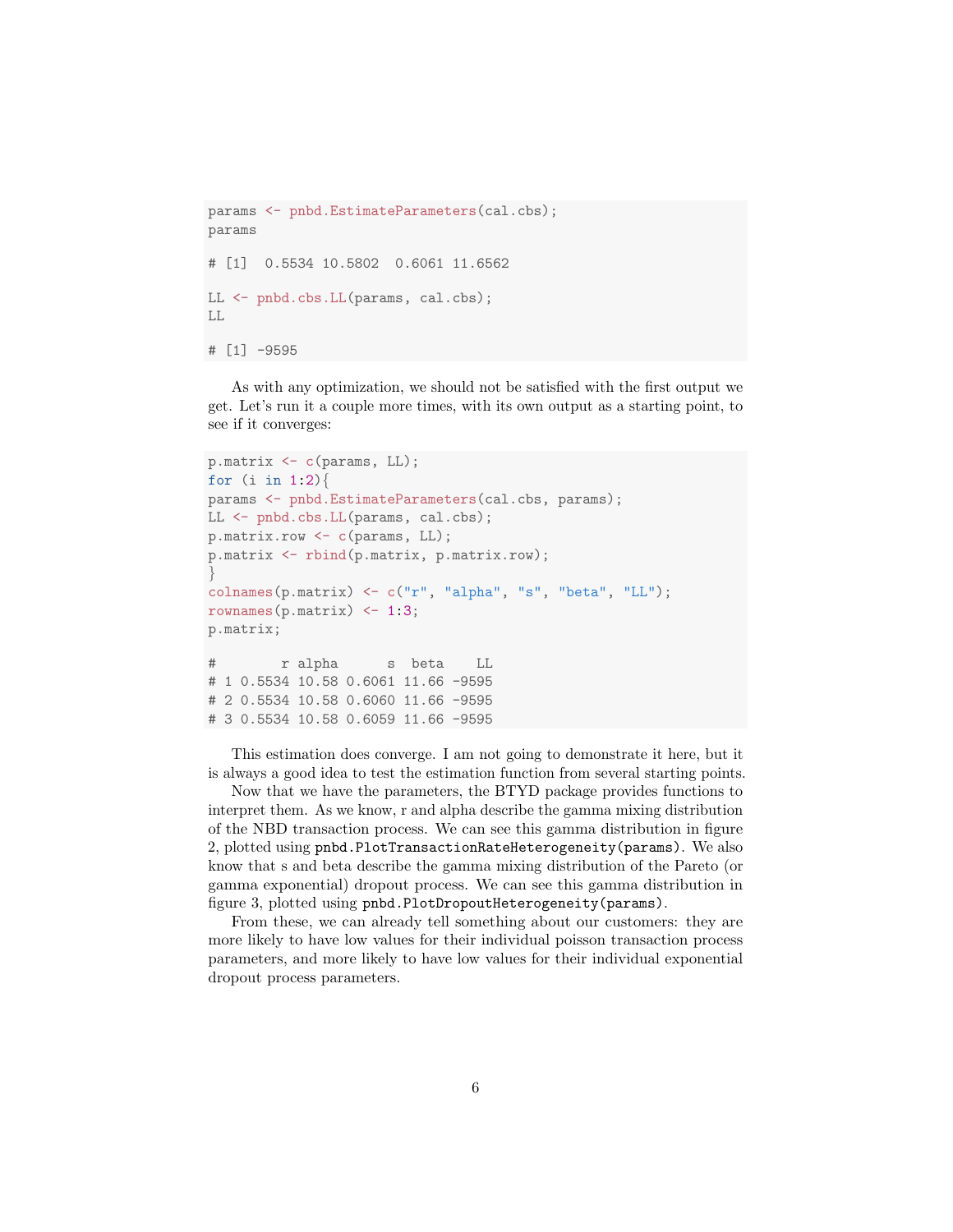```r
params <- pnbd.EstimateParameters(cal.cbs);
params

# [1]  0.5534 10.5802  0.6061 11.6562

LL <- pnbd.cbs.LL(params, cal.cbs);
LL

# [1] -9595
```

As with any optimization, we should not be satisfied with the first output we get. Let's run it a couple more times, with its own output as a starting point, to see if it converges:

```r
p.matrix <- c(params, LL);
for (i in 1:2){
params <- pnbd.EstimateParameters(cal.cbs, params);
LL <- pnbd.cbs.LL(params, cal.cbs);
p.matrix.row <- c(params, LL);
p.matrix <- rbind(p.matrix, p.matrix.row);
}
colnames(p.matrix) <- c("r", "alpha", "s", "beta", "LL");
rownames(p.matrix) <- 1:3;
p.matrix;

#        r alpha      s  beta    LL
# 1 0.5534 10.58 0.6061 11.66 -9595
# 2 0.5534 10.58 0.6060 11.66 -9595
# 3 0.5534 10.58 0.6059 11.66 -9595
```

This estimation does converge. I am not going to demonstrate it here, but it is always a good idea to test the estimation function from several starting points.

Now that we have the parameters, the BTYD package provides functions to interpret them. As we know, r and alpha describe the gamma mixing distribution of the NBD transaction process. We can see this gamma distribution in figure 2, plotted using `pnbd.PlotTransactionRateHeterogeneity(params)`. We also know that s and beta describe the gamma mixing distribution of the Pareto (or gamma exponential) dropout process. We can see this gamma distribution in figure 3, plotted using `pnbd.PlotDropoutHeterogeneity(params)`.

From these, we can already tell something about our customers: they are more likely to have low values for their individual poisson transaction process parameters, and more likely to have low values for their individual exponential dropout process parameters.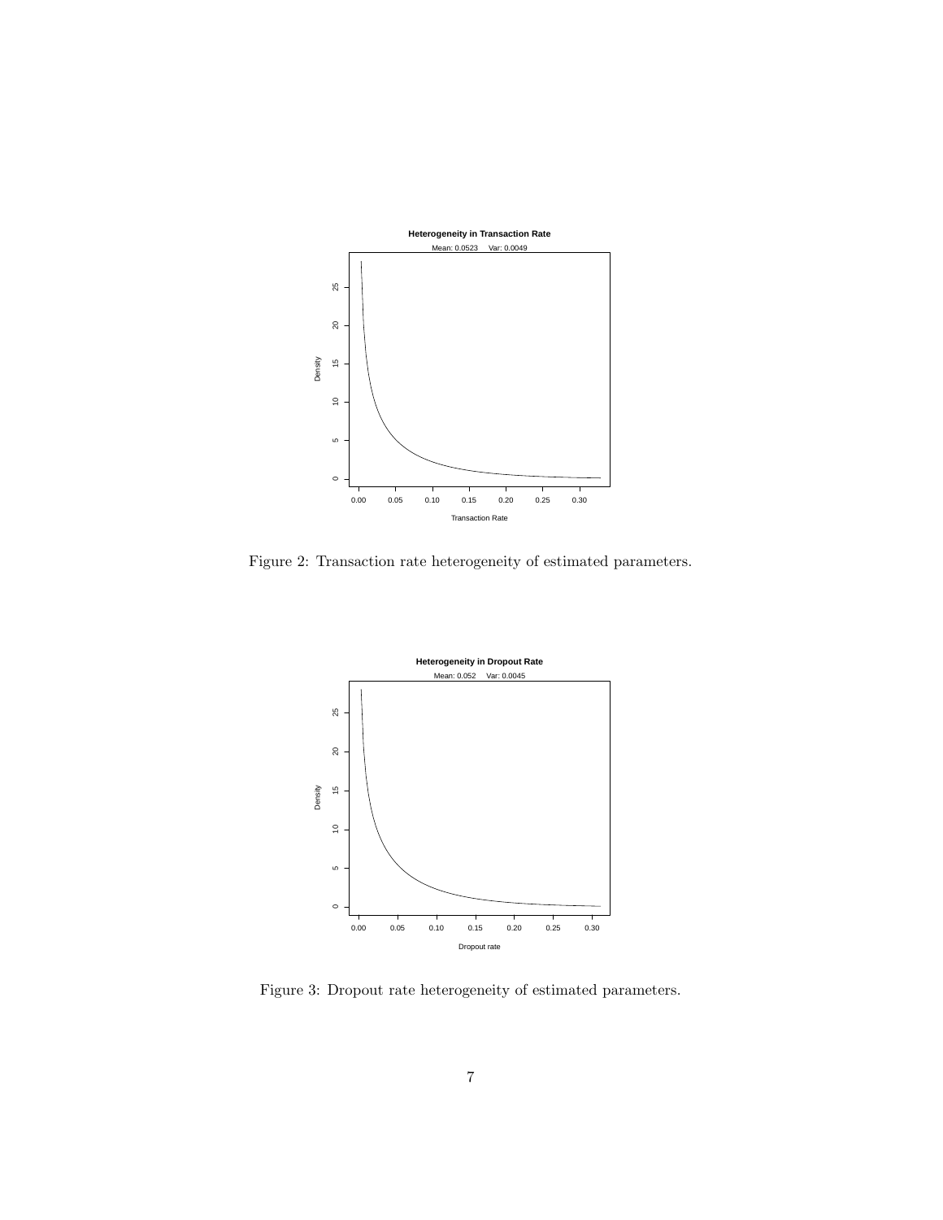Figure 2: Transaction rate heterogeneity of estimated parameters.

Figure 3: Dropout rate heterogeneity of estimated parameters.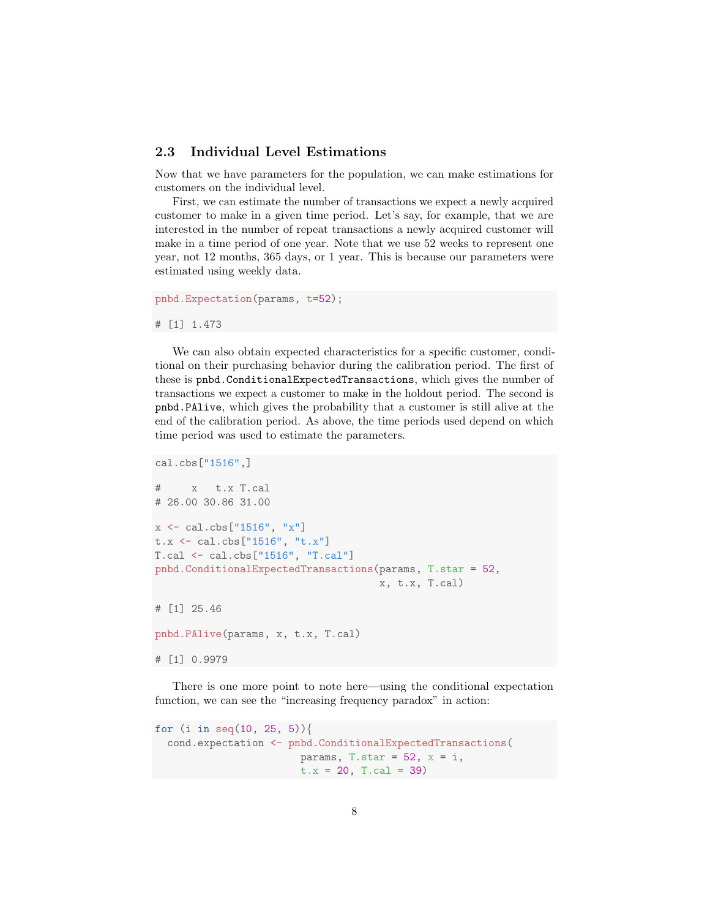## 2.3 Individual Level Estimations

Now that we have parameters for the population, we can make estimations for customers on the individual level.

First, we can estimate the number of transactions we expect a newly acquired customer to make in a given time period. Let's say, for example, that we are interested in the number of repeat transactions a newly acquired customer will make in a time period of one year. Note that we use 52 weeks to represent one year, not 12 months, 365 days, or 1 year. This is because our parameters were estimated using weekly data.

```
pnbd.Expectation(params, t=52);

# [1] 1.473
```

We can also obtain expected characteristics for a specific customer, conditional on their purchasing behavior during the calibration period. The first of these is `pnbd.ConditionalExpectedTransactions`, which gives the number of transactions we expect a customer to make in the holdout period. The second is `pnbd.PAlive`, which gives the probability that a customer is still alive at the end of the calibration period. As above, the time periods used depend on which time period was used to estimate the parameters.

```
cal.cbs["1516",]

#     x   t.x T.cal
# 26.00 30.86 31.00

x <- cal.cbs["1516", "x"]
t.x <- cal.cbs["1516", "t.x"]
T.cal <- cal.cbs["1516", "T.cal"]
pnbd.ConditionalExpectedTransactions(params, T.star = 52,
                                     x, t.x, T.cal)

# [1] 25.46

pnbd.PAlive(params, x, t.x, T.cal)

# [1] 0.9979
```

There is one more point to note here—using the conditional expectation function, we can see the "increasing frequency paradox" in action:

```
for (i in seq(10, 25, 5)){
  cond.expectation <- pnbd.ConditionalExpectedTransactions(
                        params, T.star = 52, x = i,
                        t.x = 20, T.cal = 39)
```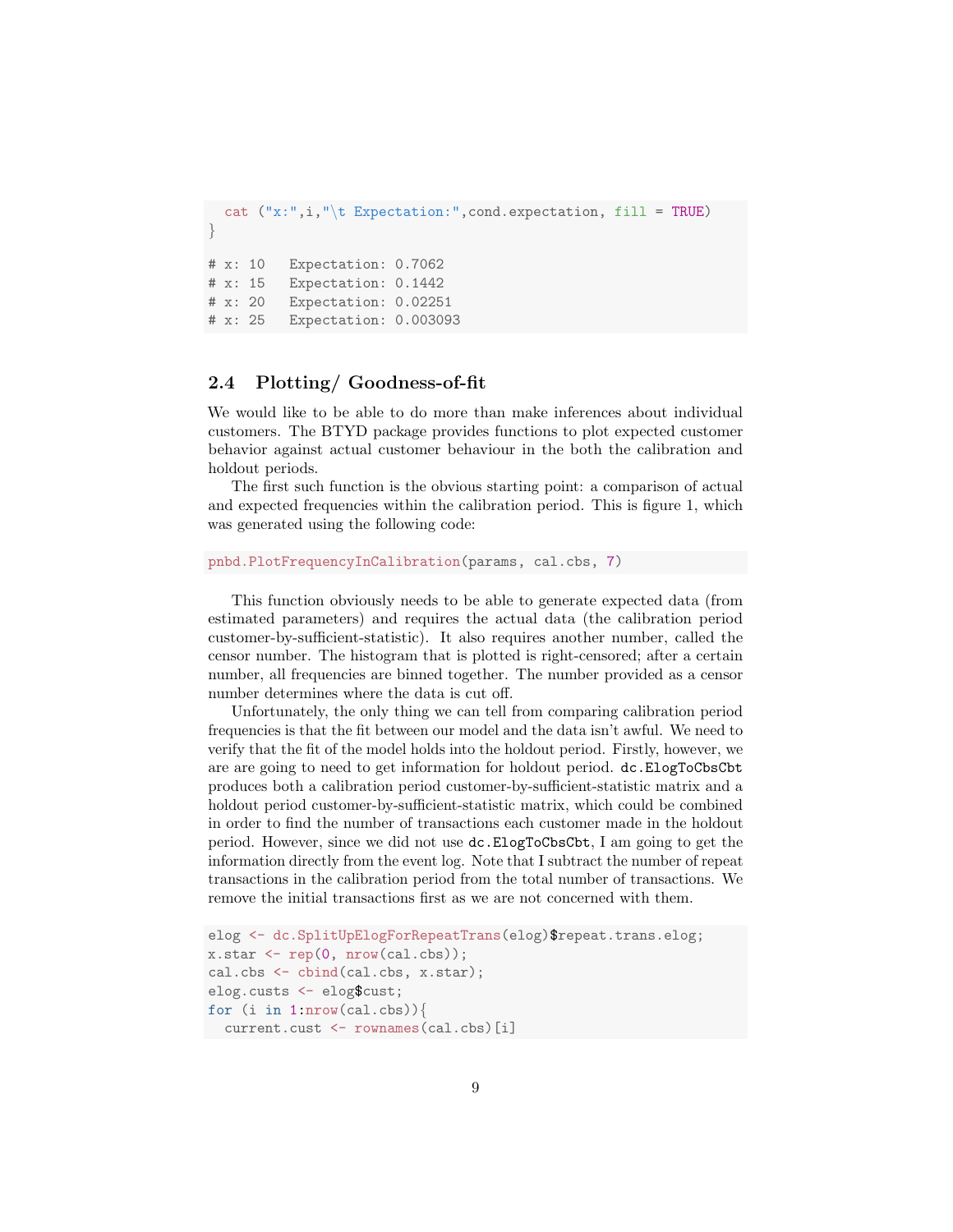```
  cat ("x:",i,"\t Expectation:",cond.expectation, fill = TRUE)
}

# x: 10   Expectation: 0.7062
# x: 15   Expectation: 0.1442
# x: 20   Expectation: 0.02251
# x: 25   Expectation: 0.003093
```

### 2.4 Plotting/ Goodness-of-fit

We would like to be able to do more than make inferences about individual customers. The BTYD package provides functions to plot expected customer behavior against actual customer behaviour in the both the calibration and holdout periods.

The first such function is the obvious starting point: a comparison of actual and expected frequencies within the calibration period. This is figure 1, which was generated using the following code:

```
pnbd.PlotFrequencyInCalibration(params, cal.cbs, 7)
```

This function obviously needs to be able to generate expected data (from estimated parameters) and requires the actual data (the calibration period customer-by-sufficient-statistic). It also requires another number, called the censor number. The histogram that is plotted is right-censored; after a certain number, all frequencies are binned together. The number provided as a censor number determines where the data is cut off.

Unfortunately, the only thing we can tell from comparing calibration period frequencies is that the fit between our model and the data isn't awful. We need to verify that the fit of the model holds into the holdout period. Firstly, however, we are are going to need to get information for holdout period. `dc.ElogToCbsCbt` produces both a calibration period customer-by-sufficient-statistic matrix and a holdout period customer-by-sufficient-statistic matrix, which could be combined in order to find the number of transactions each customer made in the holdout period. However, since we did not use `dc.ElogToCbsCbt`, I am going to get the information directly from the event log. Note that I subtract the number of repeat transactions in the calibration period from the total number of transactions. We remove the initial transactions first as we are not concerned with them.

```
elog <- dc.SplitUpElogForRepeatTrans(elog)$repeat.trans.elog;
x.star <- rep(0, nrow(cal.cbs));
cal.cbs <- cbind(cal.cbs, x.star);
elog.custs <- elog$cust;
for (i in 1:nrow(cal.cbs)){
  current.cust <- rownames(cal.cbs)[i]
```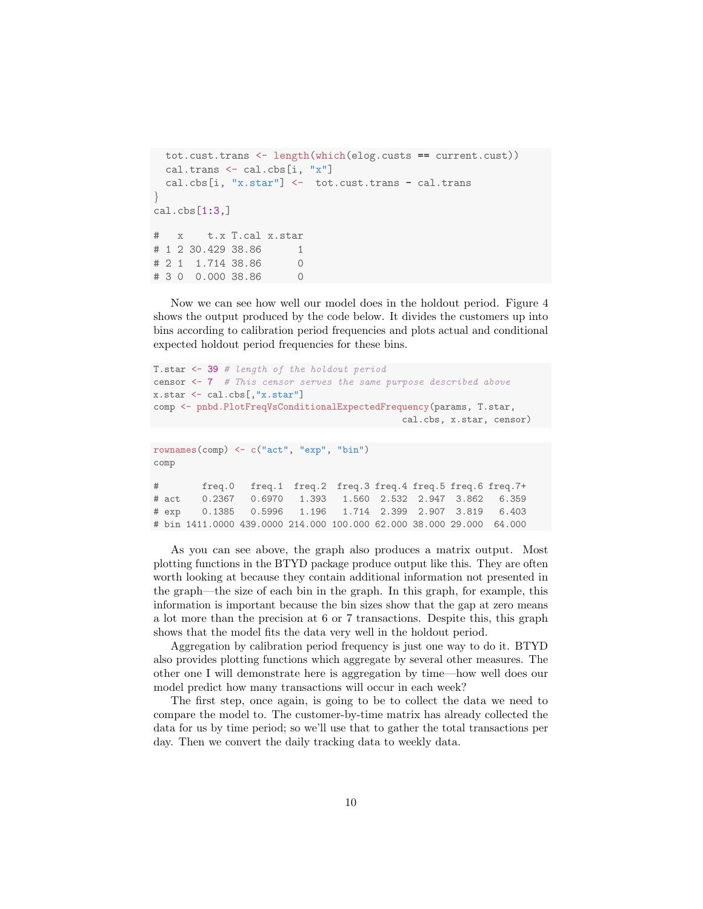```
  tot.cust.trans <- length(which(elog.custs == current.cust))
  cal.trans <- cal.cbs[i, "x"]
  cal.cbs[i, "x.star"] <-  tot.cust.trans - cal.trans
}
cal.cbs[1:3,]

#   x    t.x T.cal x.star
# 1 2 30.429 38.86      1
# 2 1  1.714 38.86      0
# 3 0  0.000 38.86      0
```

Now we can see how well our model does in the holdout period. Figure 4 shows the output produced by the code below. It divides the customers up into bins according to calibration period frequencies and plots actual and conditional expected holdout period frequencies for these bins.

```
T.star <- 39 # length of the holdout period
censor <- 7  # This censor serves the same purpose described above
x.star <- cal.cbs[,"x.star"]
comp <- pnbd.PlotFreqVsConditionalExpectedFrequency(params, T.star,
                                                    cal.cbs, x.star, censor)
```

```
rownames(comp) <- c("act", "exp", "bin")
comp

#        freq.0   freq.1  freq.2  freq.3 freq.4 freq.5 freq.6 freq.7+
# act    0.2367   0.6970   1.393   1.560  2.532  2.947  3.862   6.359
# exp    0.1385   0.5996   1.196   1.714  2.399  2.907  3.819   6.403
# bin 1411.0000 439.0000 214.000 100.000 62.000 38.000 29.000  64.000
```

As you can see above, the graph also produces a matrix output. Most plotting functions in the BTYD package produce output like this. They are often worth looking at because they contain additional information not presented in the graph—the size of each bin in the graph. In this graph, for example, this information is important because the bin sizes show that the gap at zero means a lot more than the precision at 6 or 7 transactions. Despite this, this graph shows that the model fits the data very well in the holdout period.

Aggregation by calibration period frequency is just one way to do it. BTYD also provides plotting functions which aggregate by several other measures. The other one I will demonstrate here is aggregation by time—how well does our model predict how many transactions will occur in each week?

The first step, once again, is going to be to collect the data we need to compare the model to. The customer-by-time matrix has already collected the data for us by time period; so we'll use that to gather the total transactions per day. Then we convert the daily tracking data to weekly data.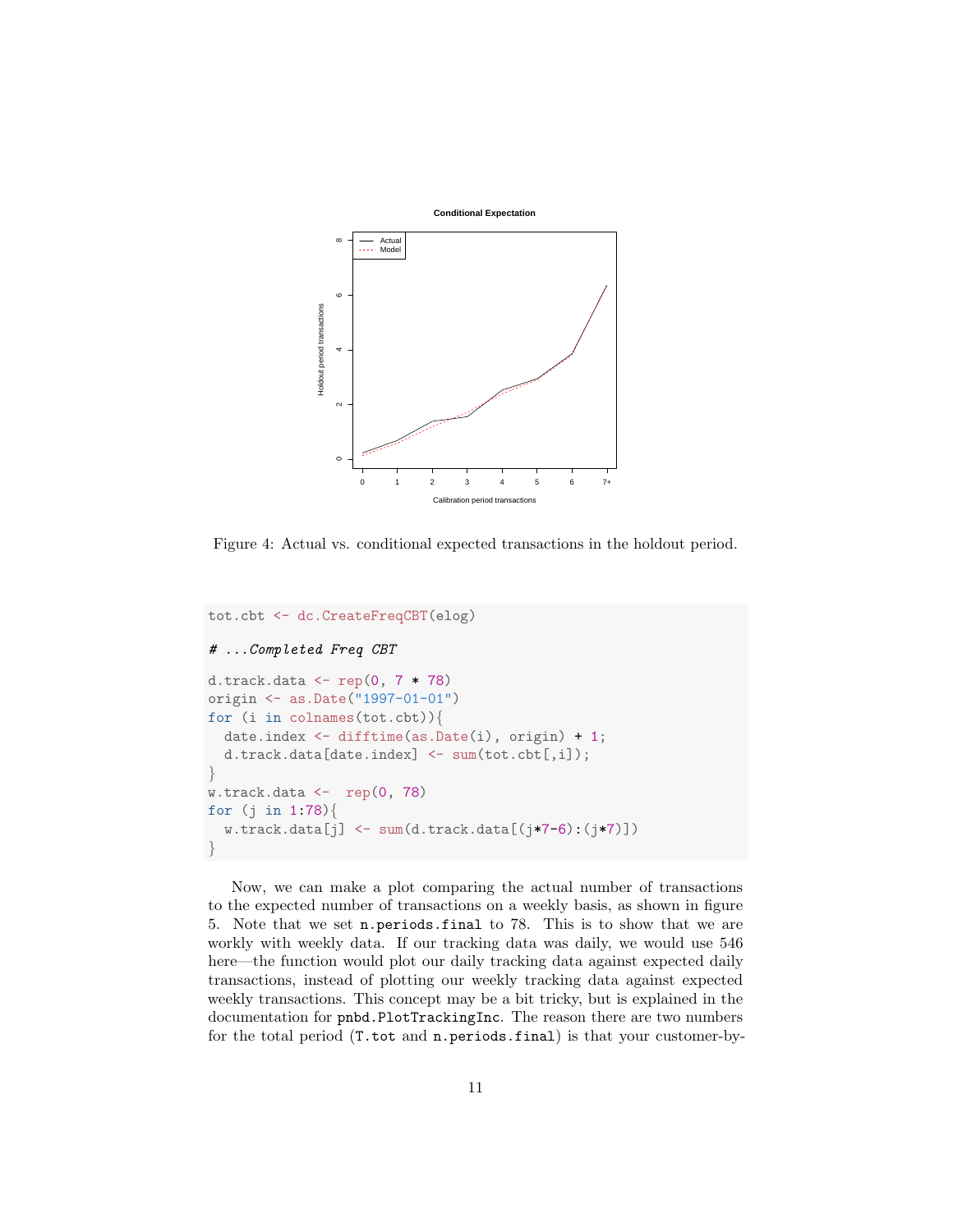Figure 4: Actual vs. conditional expected transactions in the holdout period.

```
tot.cbt <- dc.CreateFreqCBT(elog)

# ...Completed Freq CBT

d.track.data <- rep(0, 7 * 78)
origin <- as.Date("1997-01-01")
for (i in colnames(tot.cbt)){
  date.index <- difftime(as.Date(i), origin) + 1;
  d.track.data[date.index] <- sum(tot.cbt[,i]);
}
w.track.data <-  rep(0, 78)
for (j in 1:78){
  w.track.data[j] <- sum(d.track.data[(j*7-6):(j*7)])
}
```

Now, we can make a plot comparing the actual number of transactions to the expected number of transactions on a weekly basis, as shown in figure 5. Note that we set `n.periods.final` to 78. This is to show that we are workly with weekly data. If our tracking data was daily, we would use 546 here—the function would plot our daily tracking data against expected daily transactions, instead of plotting our weekly tracking data against expected weekly transactions. This concept may be a bit tricky, but is explained in the documentation for `pnbd.PlotTrackingInc`. The reason there are two numbers for the total period (`T.tot` and `n.periods.final`) is that your customer-by-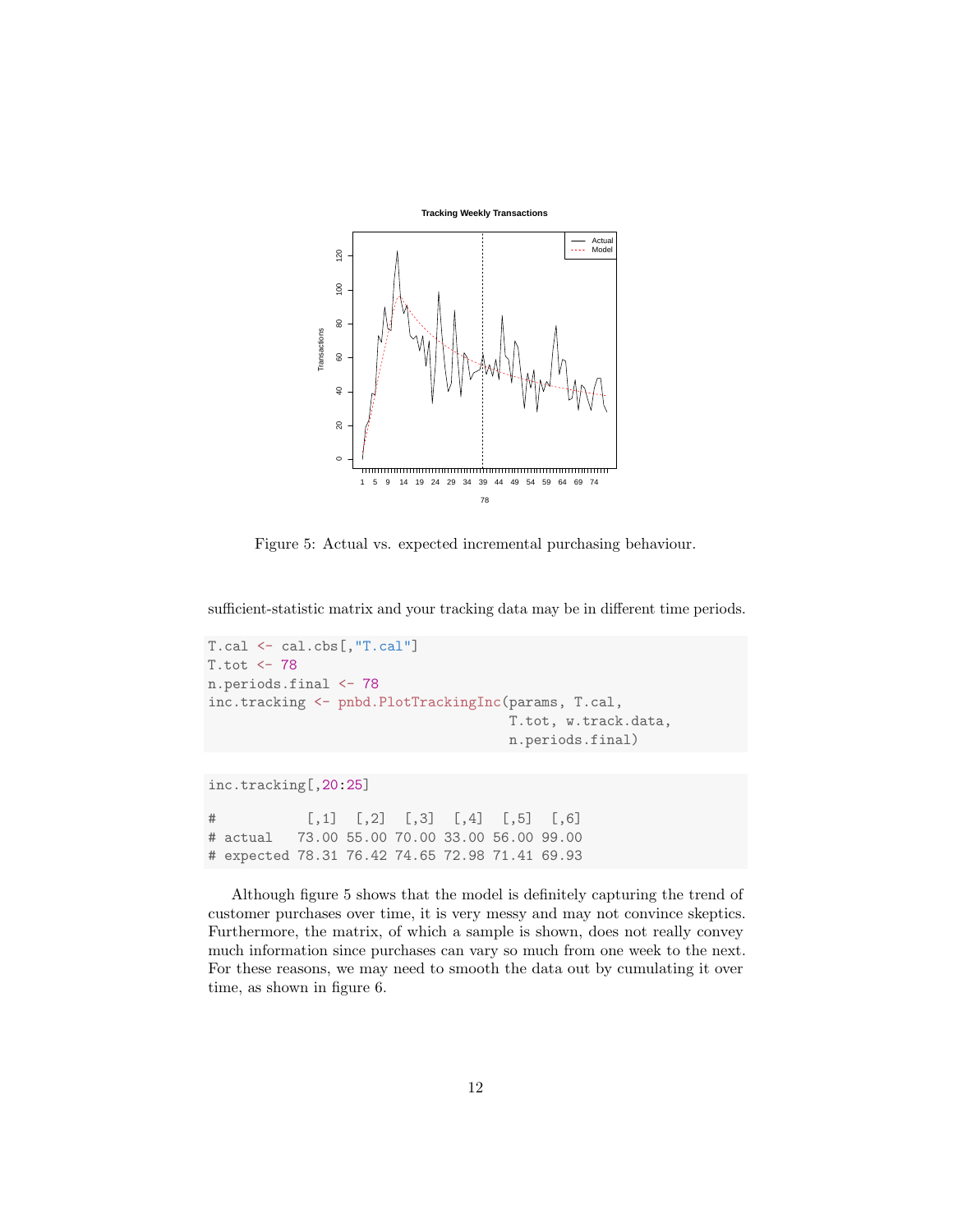Figure 5: Actual vs. expected incremental purchasing behaviour.

sufficient-statistic matrix and your tracking data may be in different time periods.

```
T.cal <- cal.cbs[,"T.cal"]
T.tot <- 78
n.periods.final <- 78
inc.tracking <- pnbd.PlotTrackingInc(params, T.cal,
                                     T.tot, w.track.data,
                                     n.periods.final)
```

```
inc.tracking[,20:25]

#            [,1]  [,2]  [,3]  [,4]  [,5]  [,6]
# actual   73.00 55.00 70.00 33.00 56.00 99.00
# expected 78.31 76.42 74.65 72.98 71.41 69.93
```

Although figure 5 shows that the model is definitely capturing the trend of customer purchases over time, it is very messy and may not convince skeptics. Furthermore, the matrix, of which a sample is shown, does not really convey much information since purchases can vary so much from one week to the next. For these reasons, we may need to smooth the data out by cumulating it over time, as shown in figure 6.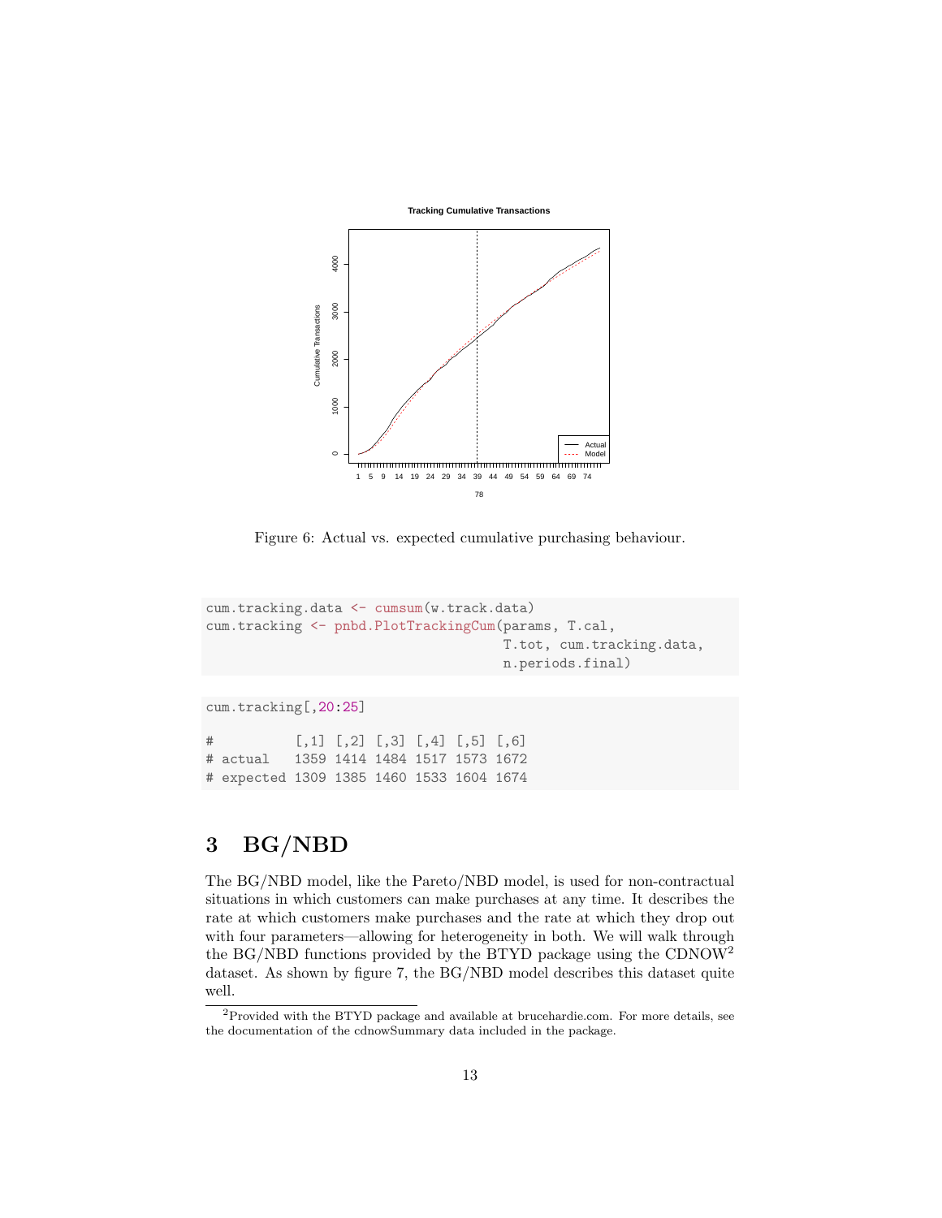Figure 6: Actual vs. expected cumulative purchasing behaviour.

```
cum.tracking.data <- cumsum(w.track.data)
cum.tracking <- pnbd.PlotTrackingCum(params, T.cal,
                                     T.tot, cum.tracking.data,
                                     n.periods.final)
```

```
cum.tracking[,20:25]

#          [,1] [,2] [,3] [,4] [,5] [,6]
# actual   1359 1414 1484 1517 1573 1672
# expected 1309 1385 1460 1533 1604 1674
```

## 3 BG/NBD

The BG/NBD model, like the Pareto/NBD model, is used for non-contractual situations in which customers can make purchases at any time. It describes the rate at which customers make purchases and the rate at which they drop out with four parameters—allowing for heterogeneity in both. We will walk through the BG/NBD functions provided by the BTYD package using the CDNOW[2] dataset. As shown by figure 7, the BG/NBD model describes this dataset quite well.

[2]Provided with the BTYD package and available at brucehardie.com. For more details, see the documentation of the cdnowSummary data included in the package.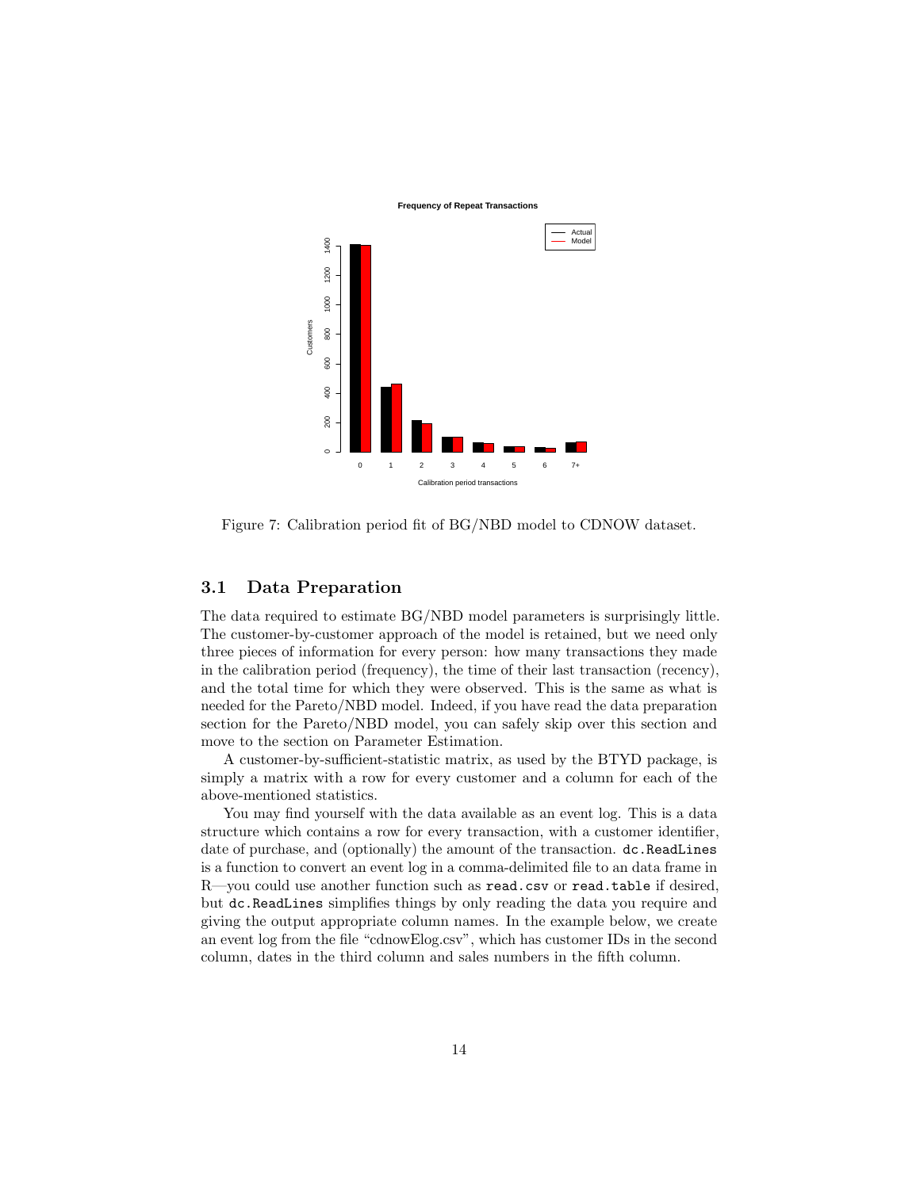Figure 7: Calibration period fit of BG/NBD model to CDNOW dataset.

### 3.1 Data Preparation

The data required to estimate BG/NBD model parameters is surprisingly little. The customer-by-customer approach of the model is retained, but we need only three pieces of information for every person: how many transactions they made in the calibration period (frequency), the time of their last transaction (recency), and the total time for which they were observed. This is the same as what is needed for the Pareto/NBD model. Indeed, if you have read the data preparation section for the Pareto/NBD model, you can safely skip over this section and move to the section on Parameter Estimation.

A customer-by-sufficient-statistic matrix, as used by the BTYD package, is simply a matrix with a row for every customer and a column for each of the above-mentioned statistics.

You may find yourself with the data available as an event log. This is a data structure which contains a row for every transaction, with a customer identifier, date of purchase, and (optionally) the amount of the transaction. `dc.ReadLines` is a function to convert an event log in a comma-delimited file to an data frame in R—you could use another function such as `read.csv` or `read.table` if desired, but `dc.ReadLines` simplifies things by only reading the data you require and giving the output appropriate column names. In the example below, we create an event log from the file "cdnowElog.csv", which has customer IDs in the second column, dates in the third column and sales numbers in the fifth column.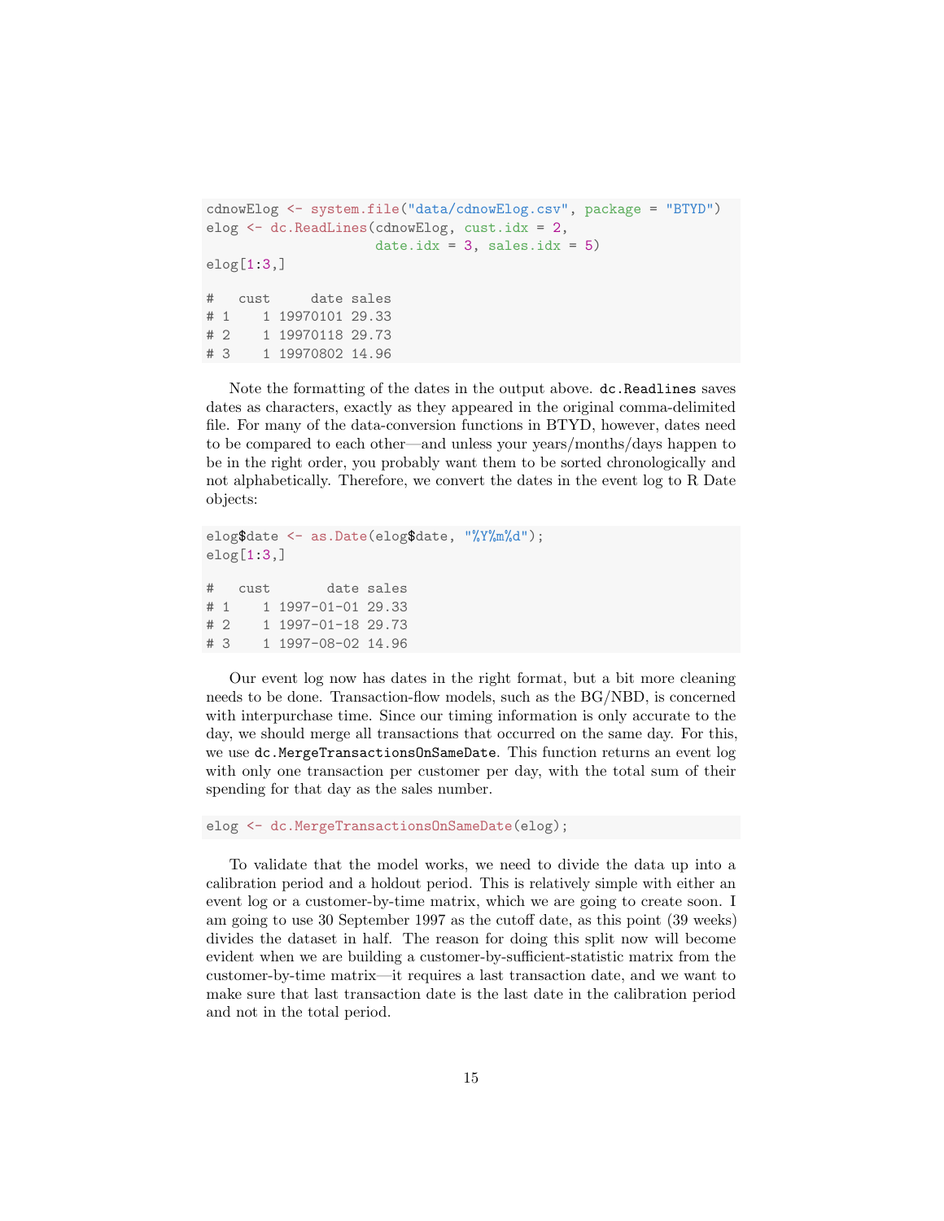```
cdnowElog <- system.file("data/cdnowElog.csv", package = "BTYD")
elog <- dc.ReadLines(cdnowElog, cust.idx = 2,
                     date.idx = 3, sales.idx = 5)
elog[1:3,]

#   cust     date sales
# 1    1 19970101 29.33
# 2    1 19970118 29.73
# 3    1 19970802 14.96
```

Note the formatting of the dates in the output above. `dc.Readlines` saves dates as characters, exactly as they appeared in the original comma-delimited file. For many of the data-conversion functions in BTYD, however, dates need to be compared to each other—and unless your years/months/days happen to be in the right order, you probably want them to be sorted chronologically and not alphabetically. Therefore, we convert the dates in the event log to R Date objects:

```
elog$date <- as.Date(elog$date, "%Y%m%d");
elog[1:3,]

#   cust       date sales
# 1    1 1997-01-01 29.33
# 2    1 1997-01-18 29.73
# 3    1 1997-08-02 14.96
```

Our event log now has dates in the right format, but a bit more cleaning needs to be done. Transaction-flow models, such as the BG/NBD, is concerned with interpurchase time. Since our timing information is only accurate to the day, we should merge all transactions that occurred on the same day. For this, we use `dc.MergeTransactionsOnSameDate`. This function returns an event log with only one transaction per customer per day, with the total sum of their spending for that day as the sales number.

```
elog <- dc.MergeTransactionsOnSameDate(elog);
```

To validate that the model works, we need to divide the data up into a calibration period and a holdout period. This is relatively simple with either an event log or a customer-by-time matrix, which we are going to create soon. I am going to use 30 September 1997 as the cutoff date, as this point (39 weeks) divides the dataset in half. The reason for doing this split now will become evident when we are building a customer-by-sufficient-statistic matrix from the customer-by-time matrix—it requires a last transaction date, and we want to make sure that last transaction date is the last date in the calibration period and not in the total period.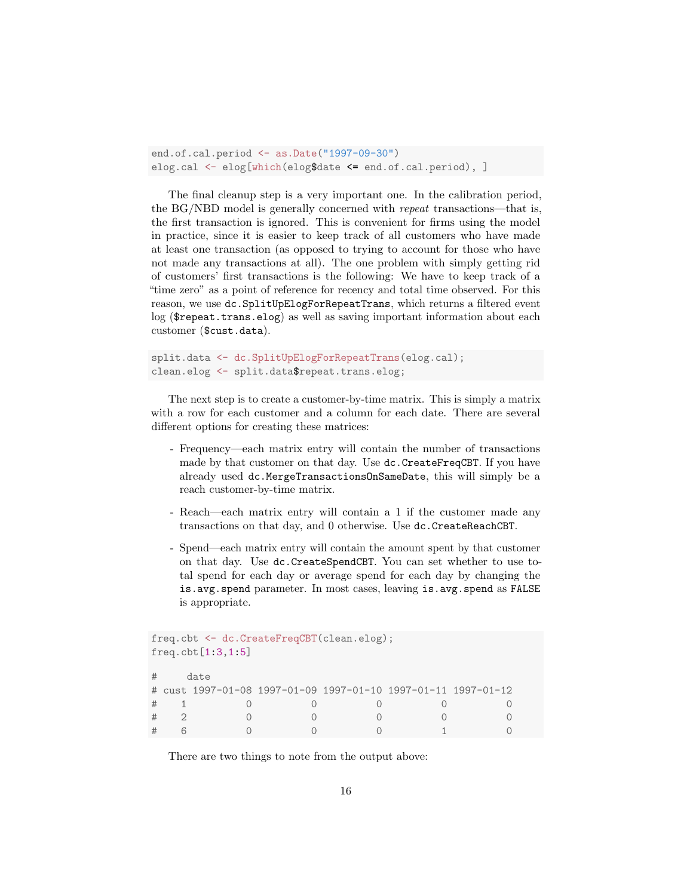```
end.of.cal.period <- as.Date("1997-09-30")
elog.cal <- elog[which(elog$date <= end.of.cal.period), ]
```

The final cleanup step is a very important one. In the calibration period, the BG/NBD model is generally concerned with *repeat* transactions—that is, the first transaction is ignored. This is convenient for firms using the model in practice, since it is easier to keep track of all customers who have made at least one transaction (as opposed to trying to account for those who have not made any transactions at all). The one problem with simply getting rid of customers' first transactions is the following: We have to keep track of a "time zero" as a point of reference for recency and total time observed. For this reason, we use `dc.SplitUpElogForRepeatTrans`, which returns a filtered event log (`$repeat.trans.elog`) as well as saving important information about each customer (`$cust.data`).

```
split.data <- dc.SplitUpElogForRepeatTrans(elog.cal);
clean.elog <- split.data$repeat.trans.elog;
```

The next step is to create a customer-by-time matrix. This is simply a matrix with a row for each customer and a column for each date. There are several different options for creating these matrices:

- Frequency—each matrix entry will contain the number of transactions made by that customer on that day. Use `dc.CreateFreqCBT`. If you have already used `dc.MergeTransactionsOnSameDate`, this will simply be a reach customer-by-time matrix.

- Reach—each matrix entry will contain a 1 if the customer made any transactions on that day, and 0 otherwise. Use `dc.CreateReachCBT`.

- Spend—each matrix entry will contain the amount spent by that customer on that day. Use `dc.CreateSpendCBT`. You can set whether to use total spend for each day or average spend for each day by changing the `is.avg.spend` parameter. In most cases, leaving `is.avg.spend` as `FALSE` is appropriate.

```
freq.cbt <- dc.CreateFreqCBT(clean.elog);
freq.cbt[1:3,1:5]

#     date
# cust 1997-01-08 1997-01-09 1997-01-10 1997-01-11 1997-01-12
#    1          0          0          0          0          0
#    2          0          0          0          0          0
#    6          0          0          0          1          0
```

There are two things to note from the output above: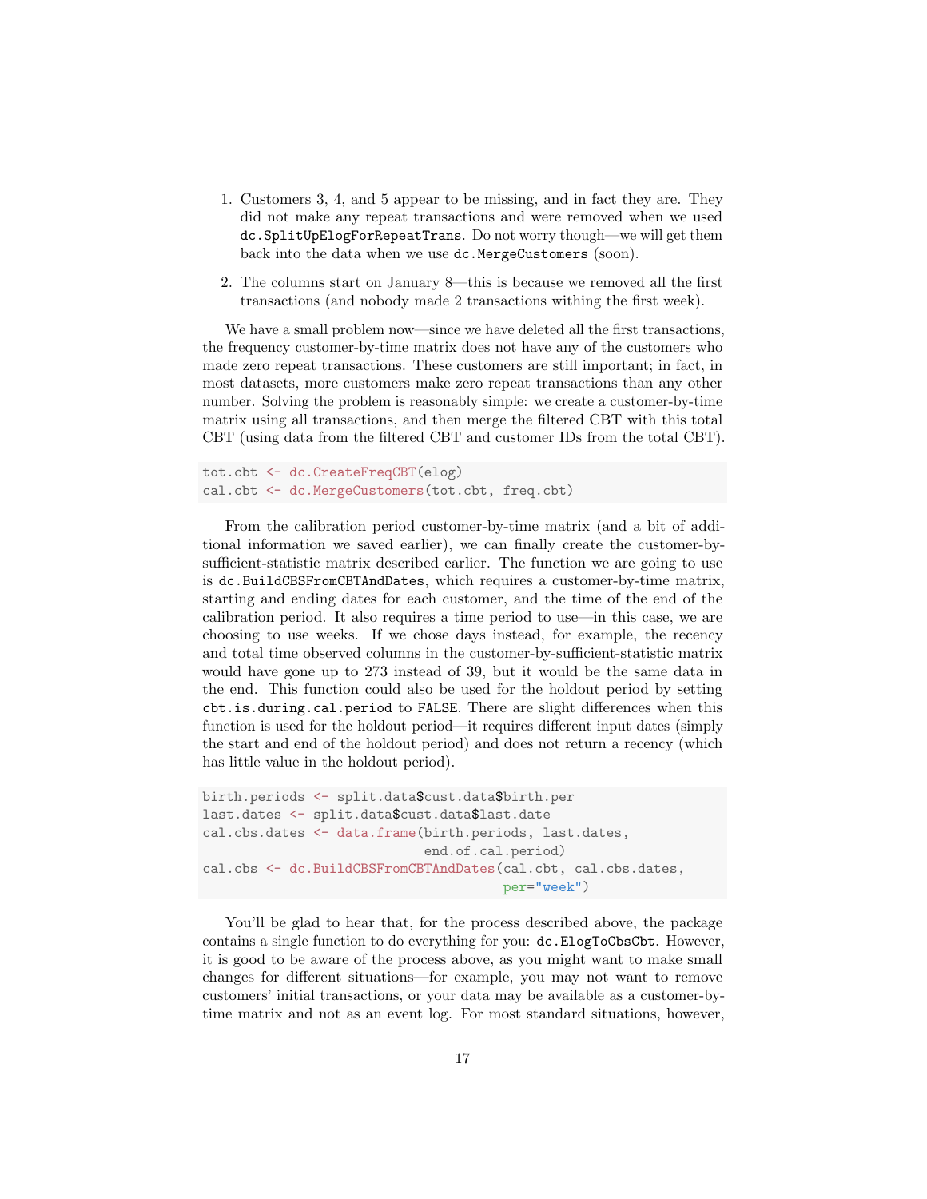1. Customers 3, 4, and 5 appear to be missing, and in fact they are. They did not make any repeat transactions and were removed when we used `dc.SplitUpElogForRepeatTrans`. Do not worry though—we will get them back into the data when we use `dc.MergeCustomers` (soon).

2. The columns start on January 8—this is because we removed all the first transactions (and nobody made 2 transactions withing the first week).

We have a small problem now—since we have deleted all the first transactions, the frequency customer-by-time matrix does not have any of the customers who made zero repeat transactions. These customers are still important; in fact, in most datasets, more customers make zero repeat transactions than any other number. Solving the problem is reasonably simple: we create a customer-by-time matrix using all transactions, and then merge the filtered CBT with this total CBT (using data from the filtered CBT and customer IDs from the total CBT).

```
tot.cbt <- dc.CreateFreqCBT(elog)
cal.cbt <- dc.MergeCustomers(tot.cbt, freq.cbt)
```

From the calibration period customer-by-time matrix (and a bit of additional information we saved earlier), we can finally create the customer-by-sufficient-statistic matrix described earlier. The function we are going to use is `dc.BuildCBSFromCBTAndDates`, which requires a customer-by-time matrix, starting and ending dates for each customer, and the time of the end of the calibration period. It also requires a time period to use—in this case, we are choosing to use weeks. If we chose days instead, for example, the recency and total time observed columns in the customer-by-sufficient-statistic matrix would have gone up to 273 instead of 39, but it would be the same data in the end. This function could also be used for the holdout period by setting `cbt.is.during.cal.period` to `FALSE`. There are slight differences when this function is used for the holdout period—it requires different input dates (simply the start and end of the holdout period) and does not return a recency (which has little value in the holdout period).

```
birth.periods <- split.data$cust.data$birth.per
last.dates <- split.data$cust.data$last.date
cal.cbs.dates <- data.frame(birth.periods, last.dates,
                            end.of.cal.period)
cal.cbs <- dc.BuildCBSFromCBTAndDates(cal.cbt, cal.cbs.dates,
                                       per="week")
```

You'll be glad to hear that, for the process described above, the package contains a single function to do everything for you: `dc.ElogToCbsCbt`. However, it is good to be aware of the process above, as you might want to make small changes for different situations—for example, you may not want to remove customers' initial transactions, or your data may be available as a customer-by-time matrix and not as an event log. For most standard situations, however,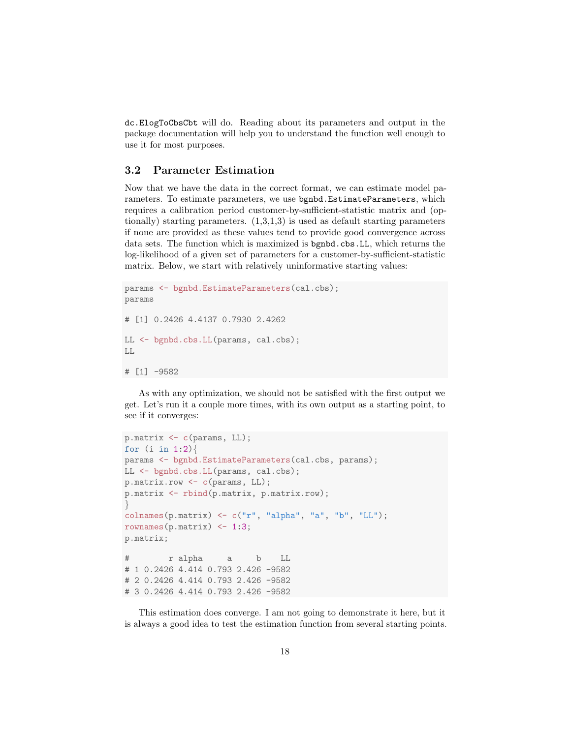`dc.ElogToCbsCbt` will do. Reading about its parameters and output in the package documentation will help you to understand the function well enough to use it for most purposes.

### 3.2 Parameter Estimation

Now that we have the data in the correct format, we can estimate model parameters. To estimate parameters, we use `bgnbd.EstimateParameters`, which requires a calibration period customer-by-sufficient-statistic matrix and (optionally) starting parameters. (1,3,1,3) is used as default starting parameters if none are provided as these values tend to provide good convergence across data sets. The function which is maximized is `bgnbd.cbs.LL`, which returns the log-likelihood of a given set of parameters for a customer-by-sufficient-statistic matrix. Below, we start with relatively uninformative starting values:

```
params <- bgnbd.EstimateParameters(cal.cbs);
params

# [1] 0.2426 4.4137 0.7930 2.4262

LL <- bgnbd.cbs.LL(params, cal.cbs);
LL

# [1] -9582
```

As with any optimization, we should not be satisfied with the first output we get. Let's run it a couple more times, with its own output as a starting point, to see if it converges:

```
p.matrix <- c(params, LL);
for (i in 1:2){
params <- bgnbd.EstimateParameters(cal.cbs, params);
LL <- bgnbd.cbs.LL(params, cal.cbs);
p.matrix.row <- c(params, LL);
p.matrix <- rbind(p.matrix, p.matrix.row);
}
colnames(p.matrix) <- c("r", "alpha", "a", "b", "LL");
rownames(p.matrix) <- 1:3;
p.matrix;

#        r alpha     a     b    LL
# 1 0.2426 4.414 0.793 2.426 -9582
# 2 0.2426 4.414 0.793 2.426 -9582
# 3 0.2426 4.414 0.793 2.426 -9582
```

This estimation does converge. I am not going to demonstrate it here, but it is always a good idea to test the estimation function from several starting points.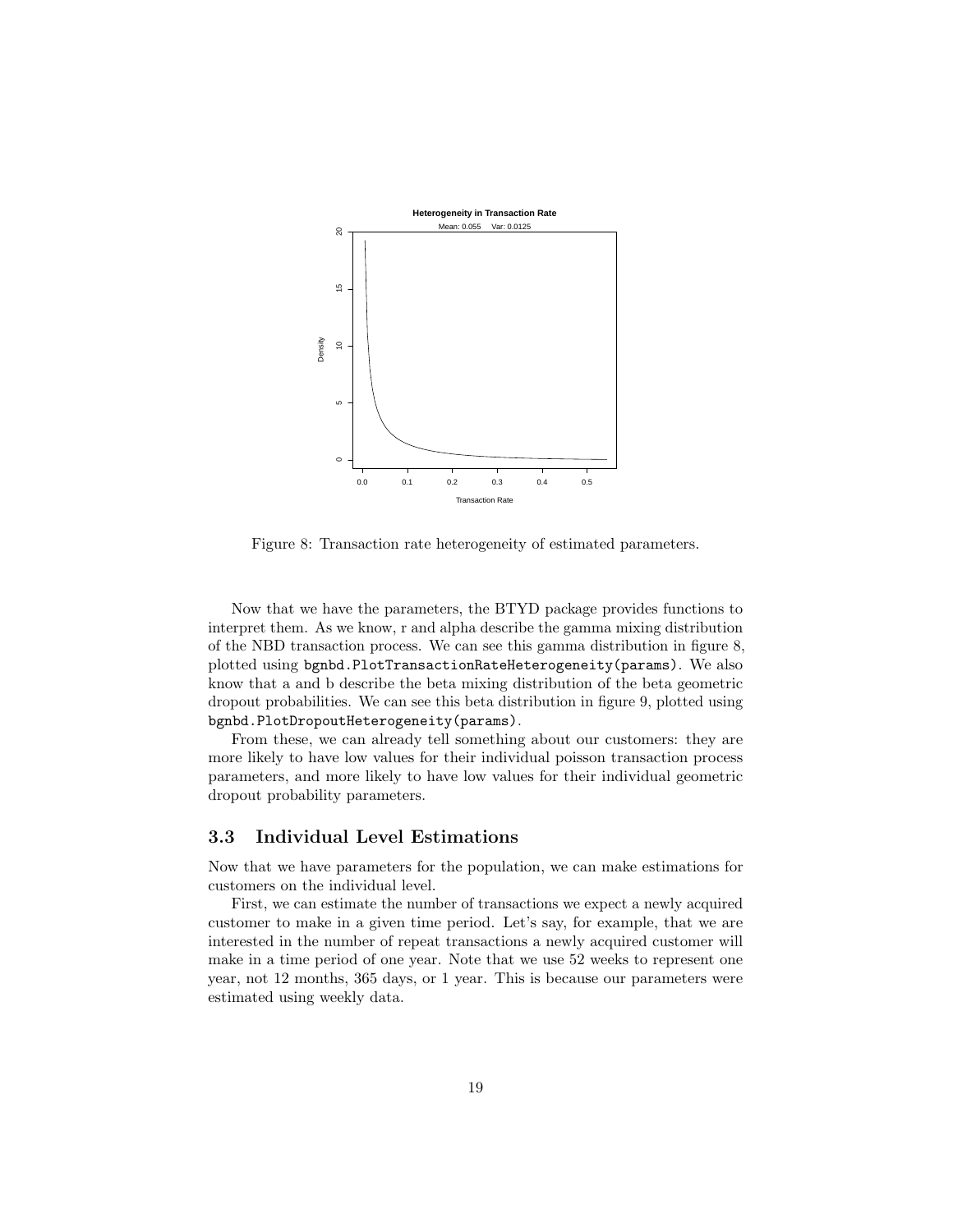Figure 8: Transaction rate heterogeneity of estimated parameters.

Now that we have the parameters, the BTYD package provides functions to interpret them. As we know, r and alpha describe the gamma mixing distribution of the NBD transaction process. We can see this gamma distribution in figure 8, plotted using `bgnbd.PlotTransactionRateHeterogeneity(params)`. We also know that a and b describe the beta mixing distribution of the beta geometric dropout probabilities. We can see this beta distribution in figure 9, plotted using `bgnbd.PlotDropoutHeterogeneity(params)`.

From these, we can already tell something about our customers: they are more likely to have low values for their individual poisson transaction process parameters, and more likely to have low values for their individual geometric dropout probability parameters.

### 3.3 Individual Level Estimations

Now that we have parameters for the population, we can make estimations for customers on the individual level.

First, we can estimate the number of transactions we expect a newly acquired customer to make in a given time period. Let's say, for example, that we are interested in the number of repeat transactions a newly acquired customer will make in a time period of one year. Note that we use 52 weeks to represent one year, not 12 months, 365 days, or 1 year. This is because our parameters were estimated using weekly data.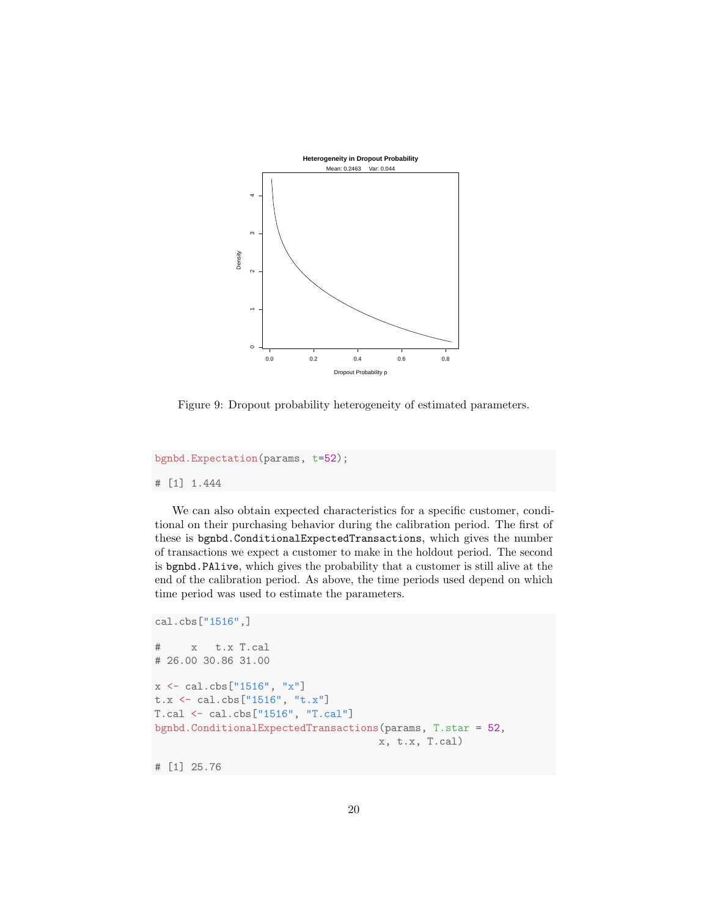Figure 9: Dropout probability heterogeneity of estimated parameters.

```
bgnbd.Expectation(params, t=52);

# [1] 1.444
```

We can also obtain expected characteristics for a specific customer, conditional on their purchasing behavior during the calibration period. The first of these is `bgnbd.ConditionalExpectedTransactions`, which gives the number of transactions we expect a customer to make in the holdout period. The second is `bgnbd.PAlive`, which gives the probability that a customer is still alive at the end of the calibration period. As above, the time periods used depend on which time period was used to estimate the parameters.

```
cal.cbs["1516",]

#     x   t.x T.cal
# 26.00 30.86 31.00

x <- cal.cbs["1516", "x"]
t.x <- cal.cbs["1516", "t.x"]
T.cal <- cal.cbs["1516", "T.cal"]
bgnbd.ConditionalExpectedTransactions(params, T.star = 52,
                                      x, t.x, T.cal)

# [1] 25.76
```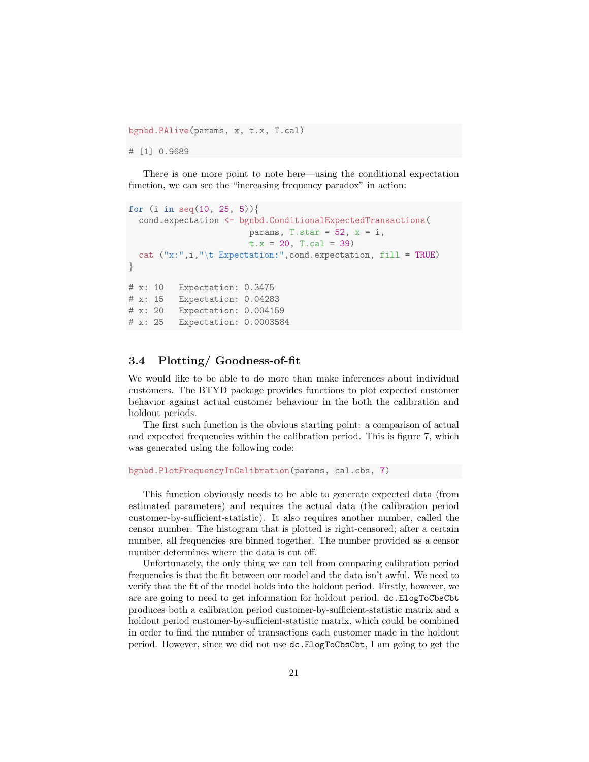```
bgnbd.PAlive(params, x, t.x, T.cal)

# [1] 0.9689
```

There is one more point to note here—using the conditional expectation function, we can see the "increasing frequency paradox" in action:

```
for (i in seq(10, 25, 5)){
  cond.expectation <- bgnbd.ConditionalExpectedTransactions(
                        params, T.star = 52, x = i,
                        t.x = 20, T.cal = 39)
  cat ("x:",i,"\t Expectation:",cond.expectation, fill = TRUE)
}

# x: 10   Expectation: 0.3475
# x: 15   Expectation: 0.04283
# x: 20   Expectation: 0.004159
# x: 25   Expectation: 0.0003584
```

### 3.4 Plotting/ Goodness-of-fit

We would like to be able to do more than make inferences about individual customers. The BTYD package provides functions to plot expected customer behavior against actual customer behaviour in the both the calibration and holdout periods.

The first such function is the obvious starting point: a comparison of actual and expected frequencies within the calibration period. This is figure 7, which was generated using the following code:

```
bgnbd.PlotFrequencyInCalibration(params, cal.cbs, 7)
```

This function obviously needs to be able to generate expected data (from estimated parameters) and requires the actual data (the calibration period customer-by-sufficient-statistic). It also requires another number, called the censor number. The histogram that is plotted is right-censored; after a certain number, all frequencies are binned together. The number provided as a censor number determines where the data is cut off.

Unfortunately, the only thing we can tell from comparing calibration period frequencies is that the fit between our model and the data isn't awful. We need to verify that the fit of the model holds into the holdout period. Firstly, however, we are are going to need to get information for holdout period. `dc.ElogToCbsCbt` produces both a calibration period customer-by-sufficient-statistic matrix and a holdout period customer-by-sufficient-statistic matrix, which could be combined in order to find the number of transactions each customer made in the holdout period. However, since we did not use `dc.ElogToCbsCbt`, I am going to get the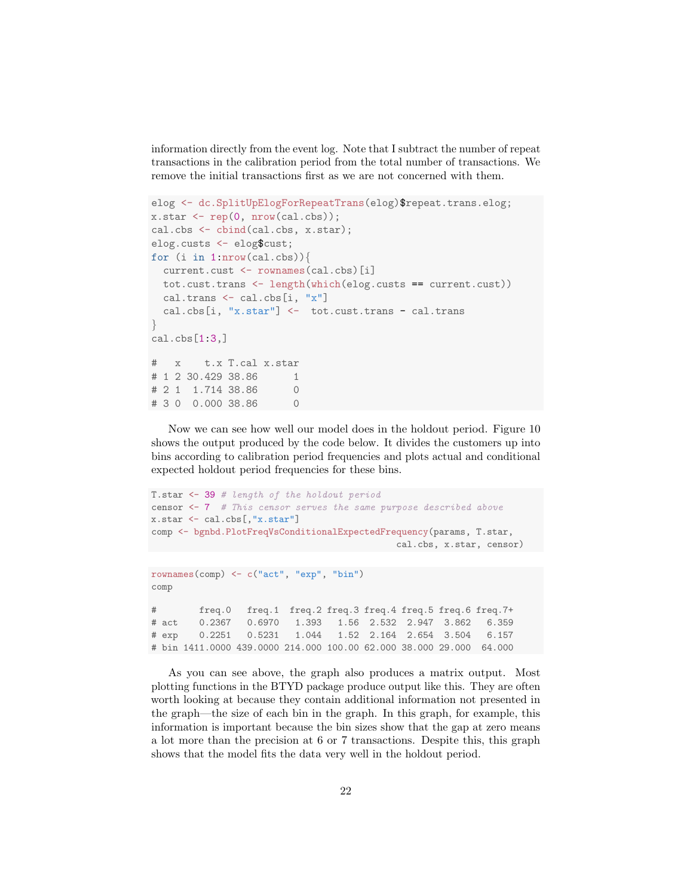information directly from the event log. Note that I subtract the number of repeat transactions in the calibration period from the total number of transactions. We remove the initial transactions first as we are not concerned with them.

```
elog <- dc.SplitUpElogForRepeatTrans(elog)$repeat.trans.elog;
x.star <- rep(0, nrow(cal.cbs));
cal.cbs <- cbind(cal.cbs, x.star);
elog.custs <- elog$cust;
for (i in 1:nrow(cal.cbs)){
  current.cust <- rownames(cal.cbs)[i]
  tot.cust.trans <- length(which(elog.custs == current.cust))
  cal.trans <- cal.cbs[i, "x"]
  cal.cbs[i, "x.star"] <-  tot.cust.trans - cal.trans
}
cal.cbs[1:3,]

#   x    t.x T.cal x.star
# 1 2 30.429 38.86      1
# 2 1  1.714 38.86      0
# 3 0  0.000 38.86      0
```

Now we can see how well our model does in the holdout period. Figure 10 shows the output produced by the code below. It divides the customers up into bins according to calibration period frequencies and plots actual and conditional expected holdout period frequencies for these bins.

```
T.star <- 39 # length of the holdout period
censor <- 7  # This censor serves the same purpose described above
x.star <- cal.cbs[,"x.star"]
comp <- bgnbd.PlotFreqVsConditionalExpectedFrequency(params, T.star,
                                                      cal.cbs, x.star, censor)
```

```
rownames(comp) <- c("act", "exp", "bin")
comp

#        freq.0   freq.1  freq.2 freq.3 freq.4 freq.5 freq.6 freq.7+
# act    0.2367   0.6970   1.393   1.56  2.532  2.947  3.862   6.359
# exp    0.2251   0.5231   1.044   1.52  2.164  2.654  3.504   6.157
# bin 1411.0000 439.0000 214.000 100.00 62.000 38.000 29.000  64.000
```

As you can see above, the graph also produces a matrix output. Most plotting functions in the BTYD package produce output like this. They are often worth looking at because they contain additional information not presented in the graph—the size of each bin in the graph. In this graph, for example, this information is important because the bin sizes show that the gap at zero means a lot more than the precision at 6 or 7 transactions. Despite this, this graph shows that the model fits the data very well in the holdout period.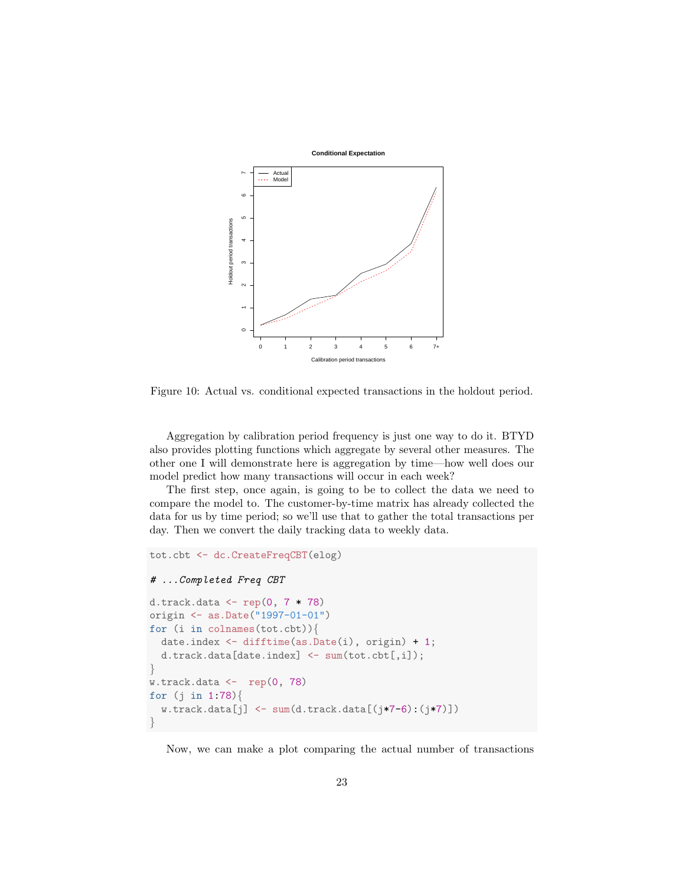Figure 10: Actual vs. conditional expected transactions in the holdout period.

Aggregation by calibration period frequency is just one way to do it. BTYD also provides plotting functions which aggregate by several other measures. The other one I will demonstrate here is aggregation by time—how well does our model predict how many transactions will occur in each week?

The first step, once again, is going to be to collect the data we need to compare the model to. The customer-by-time matrix has already collected the data for us by time period; so we'll use that to gather the total transactions per day. Then we convert the daily tracking data to weekly data.

```
tot.cbt <- dc.CreateFreqCBT(elog)

# ...Completed Freq CBT

d.track.data <- rep(0, 7 * 78)
origin <- as.Date("1997-01-01")
for (i in colnames(tot.cbt)){
  date.index <- difftime(as.Date(i), origin) + 1;
  d.track.data[date.index] <- sum(tot.cbt[,i]);
}
w.track.data <-  rep(0, 78)
for (j in 1:78){
  w.track.data[j] <- sum(d.track.data[(j*7-6):(j*7)])
}
```

Now, we can make a plot comparing the actual number of transactions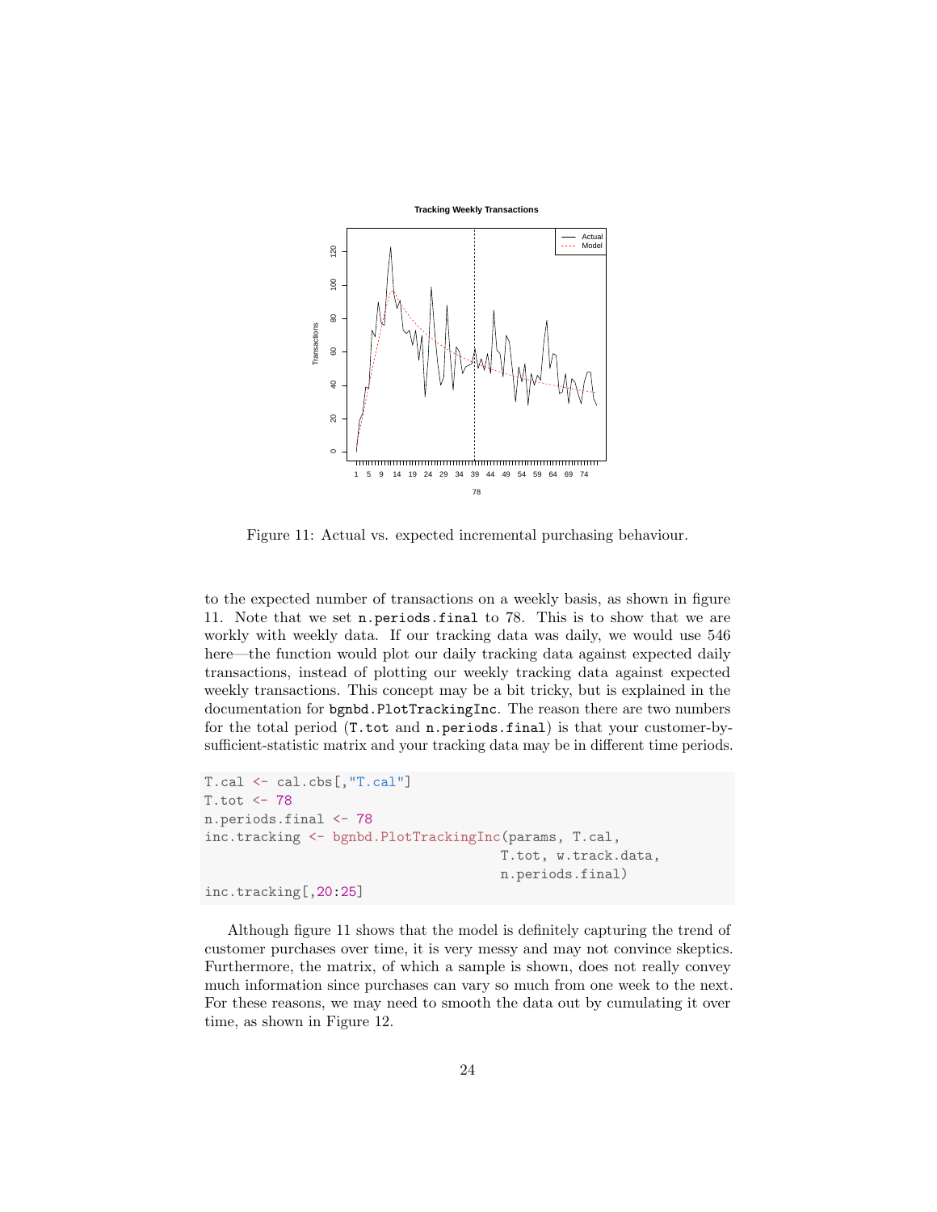Figure 11: Actual vs. expected incremental purchasing behaviour.

to the expected number of transactions on a weekly basis, as shown in figure 11. Note that we set `n.periods.final` to 78. This is to show that we are workly with weekly data. If our tracking data was daily, we would use 546 here—the function would plot our daily tracking data against expected daily transactions, instead of plotting our weekly tracking data against expected weekly transactions. This concept may be a bit tricky, but is explained in the documentation for `bgnbd.PlotTrackingInc`. The reason there are two numbers for the total period (`T.tot` and `n.periods.final`) is that your customer-by-sufficient-statistic matrix and your tracking data may be in different time periods.

```
T.cal <- cal.cbs[,"T.cal"]
T.tot <- 78
n.periods.final <- 78
inc.tracking <- bgnbd.PlotTrackingInc(params, T.cal,
                                      T.tot, w.track.data,
                                      n.periods.final)
inc.tracking[,20:25]
```

Although figure 11 shows that the model is definitely capturing the trend of customer purchases over time, it is very messy and may not convince skeptics. Furthermore, the matrix, of which a sample is shown, does not really convey much information since purchases can vary so much from one week to the next. For these reasons, we may need to smooth the data out by cumulating it over time, as shown in Figure 12.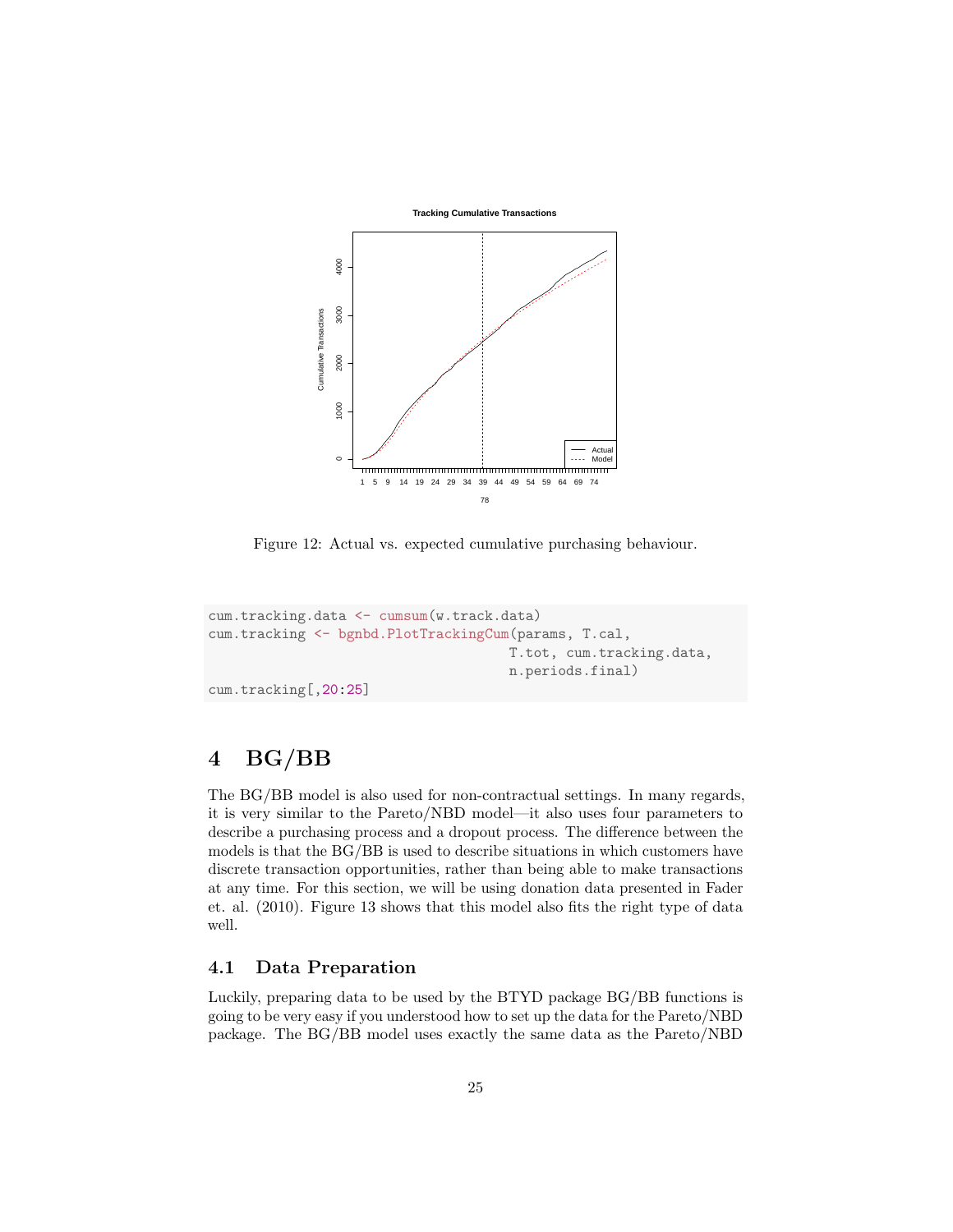Figure 12: Actual vs. expected cumulative purchasing behaviour.

```
cum.tracking.data <- cumsum(w.track.data)
cum.tracking <- bgnbd.PlotTrackingCum(params, T.cal,
                                      T.tot, cum.tracking.data,
                                      n.periods.final)
cum.tracking[,20:25]
```

# 4 BG/BB

The BG/BB model is also used for non-contractual settings. In many regards, it is very similar to the Pareto/NBD model—it also uses four parameters to describe a purchasing process and a dropout process. The difference between the models is that the BG/BB is used to describe situations in which customers have discrete transaction opportunities, rather than being able to make transactions at any time. For this section, we will be using donation data presented in Fader et. al. (2010). Figure 13 shows that this model also fits the right type of data well.

## 4.1 Data Preparation

Luckily, preparing data to be used by the BTYD package BG/BB functions is going to be very easy if you understood how to set up the data for the Pareto/NBD package. The BG/BB model uses exactly the same data as the Pareto/NBD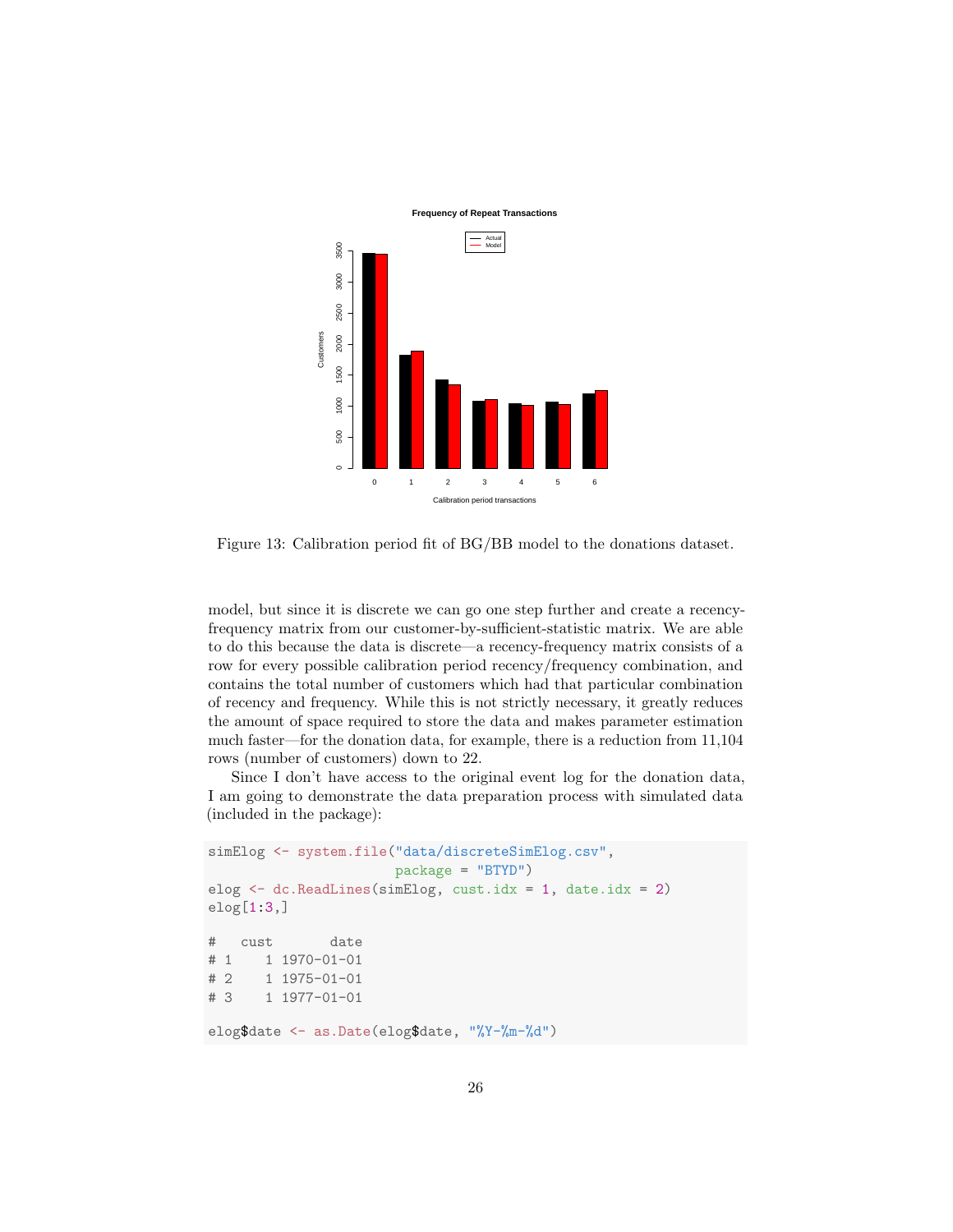Figure 13: Calibration period fit of BG/BB model to the donations dataset.

model, but since it is discrete we can go one step further and create a recency-frequency matrix from our customer-by-sufficient-statistic matrix. We are able to do this because the data is discrete—a recency-frequency matrix consists of a row for every possible calibration period recency/frequency combination, and contains the total number of customers which had that particular combination of recency and frequency. While this is not strictly necessary, it greatly reduces the amount of space required to store the data and makes parameter estimation much faster—for the donation data, for example, there is a reduction from 11,104 rows (number of customers) down to 22.

Since I don't have access to the original event log for the donation data, I am going to demonstrate the data preparation process with simulated data (included in the package):

```
simElog <- system.file("data/discreteSimElog.csv",
                       package = "BTYD")
elog <- dc.ReadLines(simElog, cust.idx = 1, date.idx = 2)
elog[1:3,]

#   cust       date
# 1    1 1970-01-01
# 2    1 1975-01-01
# 3    1 1977-01-01

elog$date <- as.Date(elog$date, "%Y-%m-%d")
```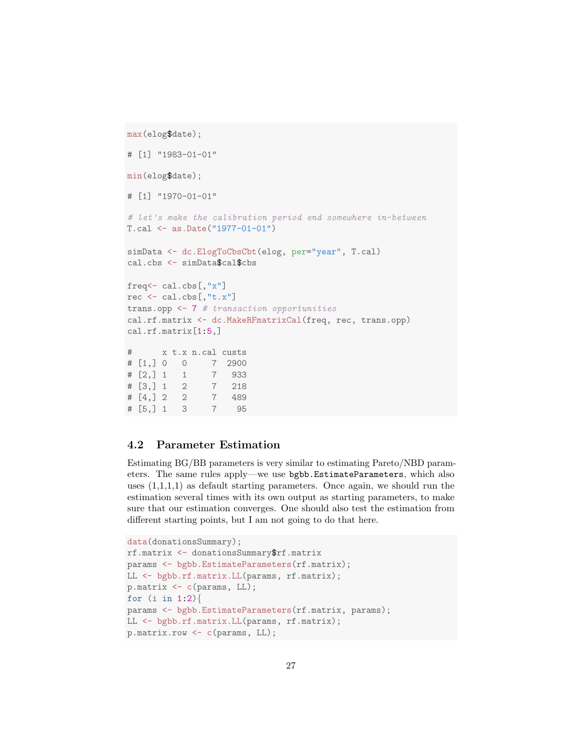```
max(elog$date);

# [1] "1983-01-01"

min(elog$date);

# [1] "1970-01-01"

# let's make the calibration period end somewhere in-between
T.cal <- as.Date("1977-01-01")

simData <- dc.ElogToCbsCbt(elog, per="year", T.cal)
cal.cbs <- simData$cal$cbs

freq<- cal.cbs[,"x"]
rec <- cal.cbs[,"t.x"]
trans.opp <- 7 # transaction opportunities
cal.rf.matrix <- dc.MakeRFmatrixCal(freq, rec, trans.opp)
cal.rf.matrix[1:5,]

#      x t.x n.cal custs
# [1,] 0   0     7  2900
# [2,] 1   1     7   933
# [3,] 1   2     7   218
# [4,] 2   2     7   489
# [5,] 1   3     7    95
```

### 4.2 Parameter Estimation

Estimating BG/BB parameters is very similar to estimating Pareto/NBD parameters. The same rules apply—we use `bgbb.EstimateParameters`, which also uses (1,1,1,1) as default starting parameters. Once again, we should run the estimation several times with its own output as starting parameters, to make sure that our estimation converges. One should also test the estimation from different starting points, but I am not going to do that here.

```
data(donationsSummary);
rf.matrix <- donationsSummary$rf.matrix
params <- bgbb.EstimateParameters(rf.matrix);
LL <- bgbb.rf.matrix.LL(params, rf.matrix);
p.matrix <- c(params, LL);
for (i in 1:2){
params <- bgbb.EstimateParameters(rf.matrix, params);
LL <- bgbb.rf.matrix.LL(params, rf.matrix);
p.matrix.row <- c(params, LL);
```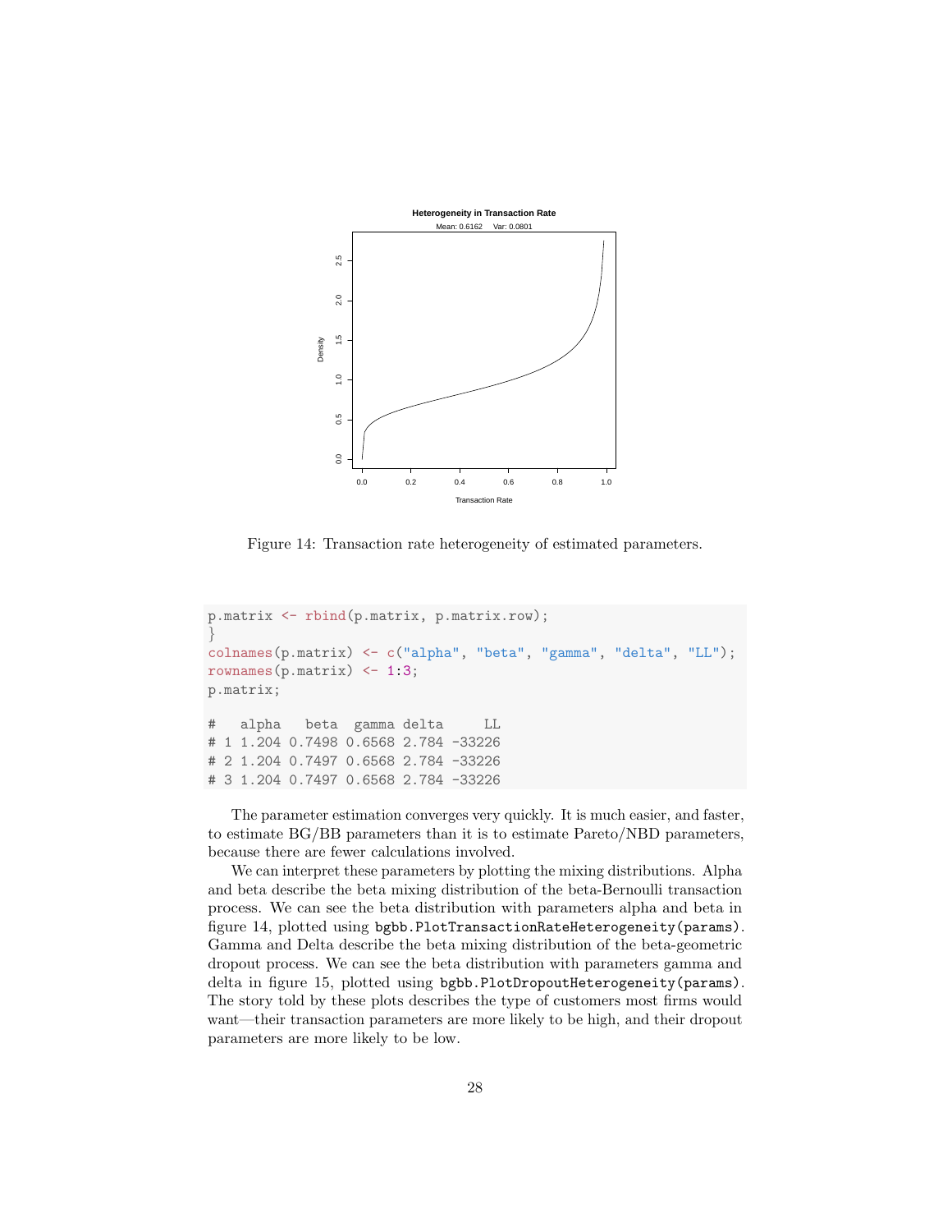Figure 14: Transaction rate heterogeneity of estimated parameters.

```
p.matrix <- rbind(p.matrix, p.matrix.row);
}
colnames(p.matrix) <- c("alpha", "beta", "gamma", "delta", "LL");
rownames(p.matrix) <- 1:3;
p.matrix;

#   alpha   beta  gamma delta     LL
# 1 1.204 0.7498 0.6568 2.784 -33226
# 2 1.204 0.7497 0.6568 2.784 -33226
# 3 1.204 0.7497 0.6568 2.784 -33226
```

The parameter estimation converges very quickly. It is much easier, and faster, to estimate BG/BB parameters than it is to estimate Pareto/NBD parameters, because there are fewer calculations involved.

We can interpret these parameters by plotting the mixing distributions. Alpha and beta describe the beta mixing distribution of the beta-Bernoulli transaction process. We can see the beta distribution with parameters alpha and beta in figure 14, plotted using `bgbb.PlotTransactionRateHeterogeneity(params)`. Gamma and Delta describe the beta mixing distribution of the beta-geometric dropout process. We can see the beta distribution with parameters gamma and delta in figure 15, plotted using `bgbb.PlotDropoutHeterogeneity(params)`. The story told by these plots describes the type of customers most firms would want—their transaction parameters are more likely to be high, and their dropout parameters are more likely to be low.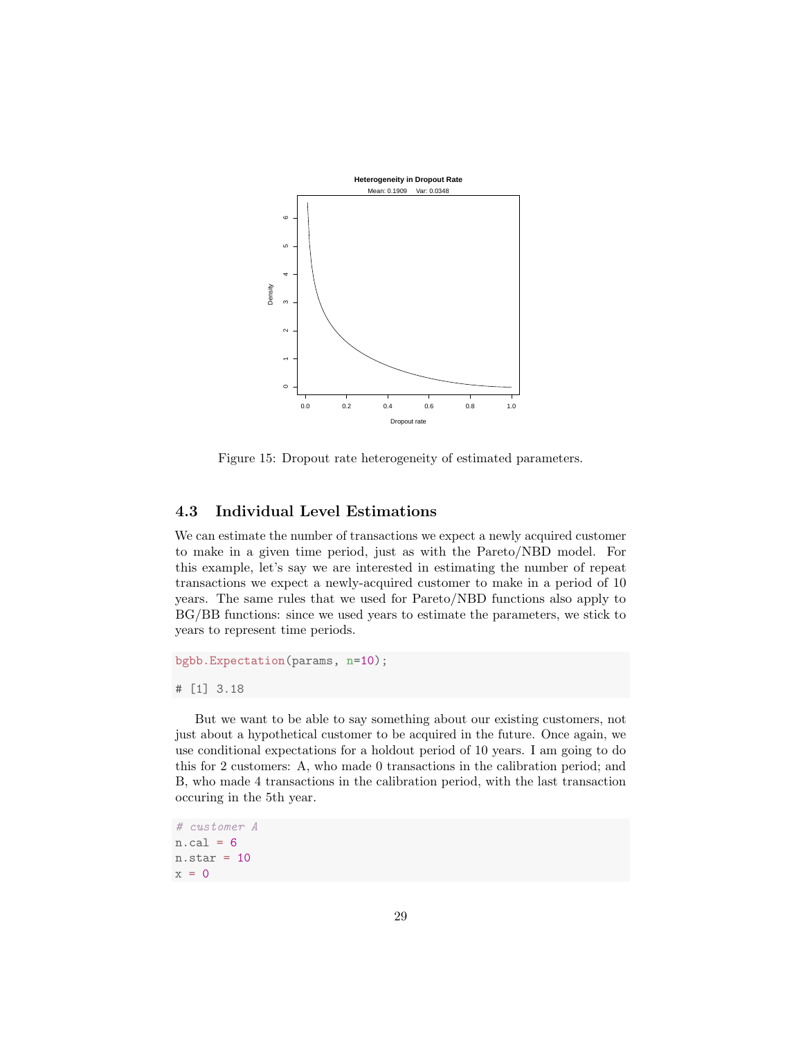Figure 15: Dropout rate heterogeneity of estimated parameters.

### 4.3 Individual Level Estimations

We can estimate the number of transactions we expect a newly acquired customer to make in a given time period, just as with the Pareto/NBD model. For this example, let's say we are interested in estimating the number of repeat transactions we expect a newly-acquired customer to make in a period of 10 years. The same rules that we used for Pareto/NBD functions also apply to BG/BB functions: since we used years to estimate the parameters, we stick to years to represent time periods.

```
bgbb.Expectation(params, n=10);

# [1] 3.18
```

But we want to be able to say something about our existing customers, not just about a hypothetical customer to be acquired in the future. Once again, we use conditional expectations for a holdout period of 10 years. I am going to do this for 2 customers: A, who made 0 transactions in the calibration period; and B, who made 4 transactions in the calibration period, with the last transaction occuring in the 5th year.

```
# customer A
n.cal = 6
n.star = 10
x = 0
```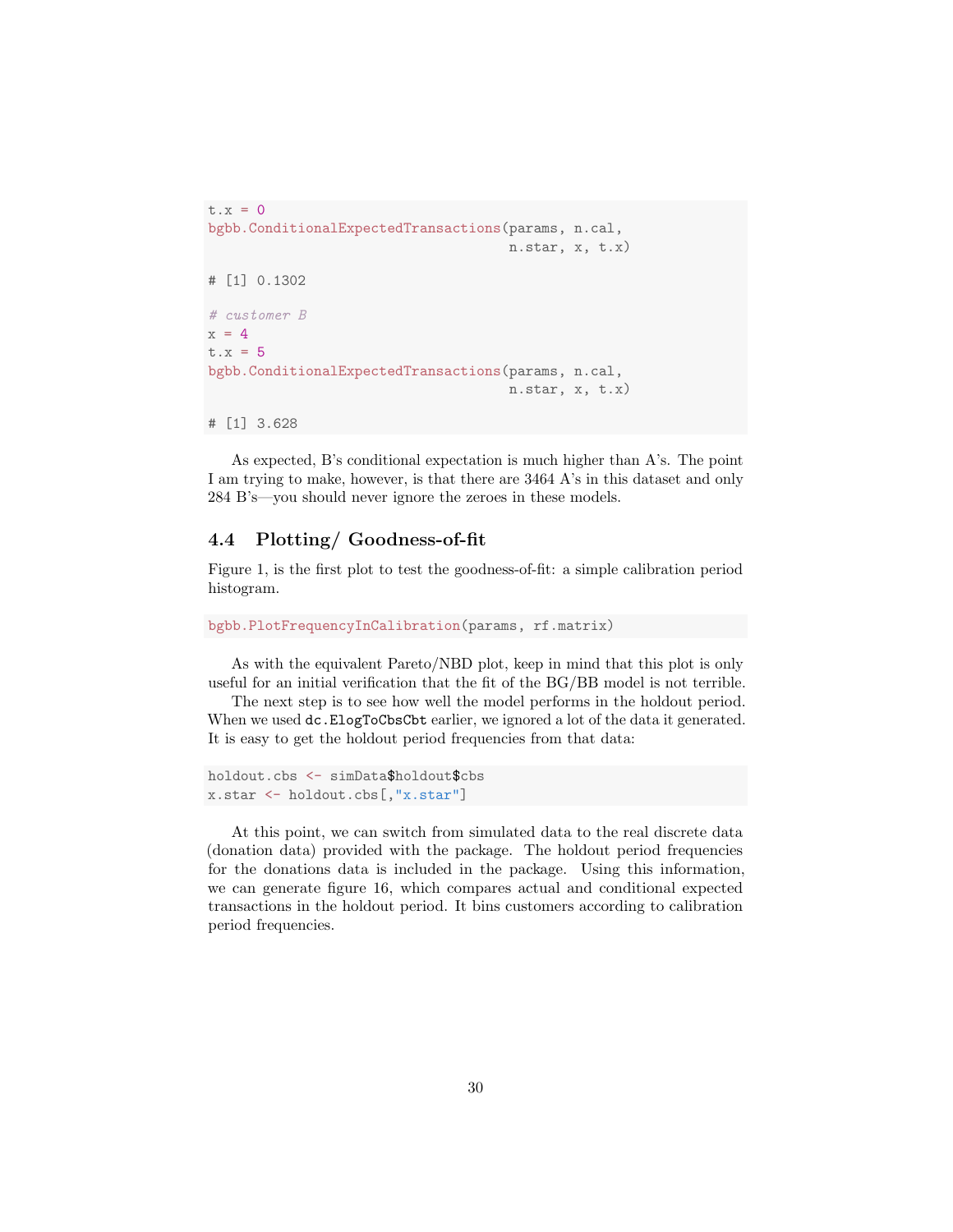```
t.x = 0
bgbb.ConditionalExpectedTransactions(params, n.cal,
                                     n.star, x, t.x)

# [1] 0.1302

# customer B
x = 4
t.x = 5
bgbb.ConditionalExpectedTransactions(params, n.cal,
                                     n.star, x, t.x)

# [1] 3.628
```

As expected, B's conditional expectation is much higher than A's. The point I am trying to make, however, is that there are 3464 A's in this dataset and only 284 B's—you should never ignore the zeroes in these models.

### 4.4 Plotting/ Goodness-of-fit

Figure 1, is the first plot to test the goodness-of-fit: a simple calibration period histogram.

```
bgbb.PlotFrequencyInCalibration(params, rf.matrix)
```

As with the equivalent Pareto/NBD plot, keep in mind that this plot is only useful for an initial verification that the fit of the BG/BB model is not terrible.

The next step is to see how well the model performs in the holdout period. When we used `dc.ElogToCbsCbt` earlier, we ignored a lot of the data it generated. It is easy to get the holdout period frequencies from that data:

```
holdout.cbs <- simData$holdout$cbs
x.star <- holdout.cbs[,"x.star"]
```

At this point, we can switch from simulated data to the real discrete data (donation data) provided with the package. The holdout period frequencies for the donations data is included in the package. Using this information, we can generate figure 16, which compares actual and conditional expected transactions in the holdout period. It bins customers according to calibration period frequencies.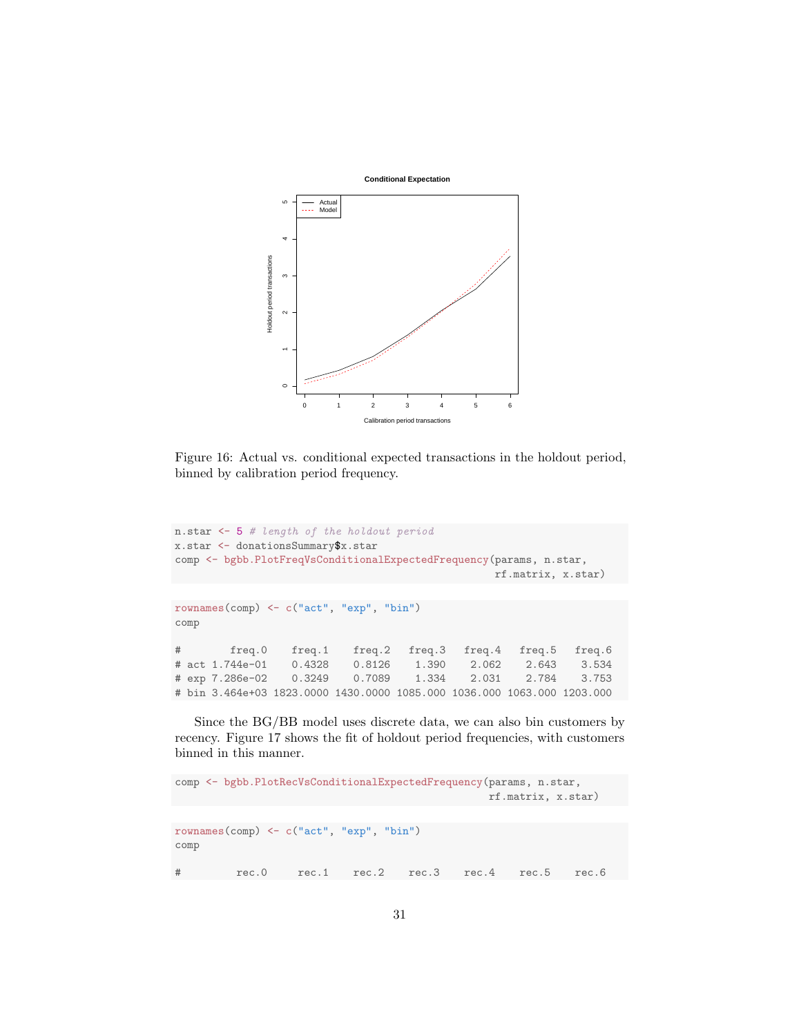Figure 16: Actual vs. conditional expected transactions in the holdout period, binned by calibration period frequency.

```
n.star <- 5 # length of the holdout period
x.star <- donationsSummary$x.star
comp <- bgbb.PlotFreqVsConditionalExpectedFrequency(params, n.star,
                                                     rf.matrix, x.star)
```

```
rownames(comp) <- c("act", "exp", "bin")
comp

#        freq.0    freq.1    freq.2   freq.3   freq.4   freq.5   freq.6
# act 1.744e-01    0.4328    0.8126    1.390    2.062    2.643    3.534
# exp 7.286e-02    0.3249    0.7089    1.334    2.031    2.784    3.753
# bin 3.464e+03 1823.0000 1430.0000 1085.000 1036.000 1063.000 1203.000
```

Since the BG/BB model uses discrete data, we can also bin customers by recency. Figure 17 shows the fit of holdout period frequencies, with customers binned in this manner.

```
comp <- bgbb.PlotRecVsConditionalExpectedFrequency(params, n.star,
                                                    rf.matrix, x.star)
```

```
rownames(comp) <- c("act", "exp", "bin")
comp

#         rec.0     rec.1    rec.2    rec.3    rec.4    rec.5    rec.6
```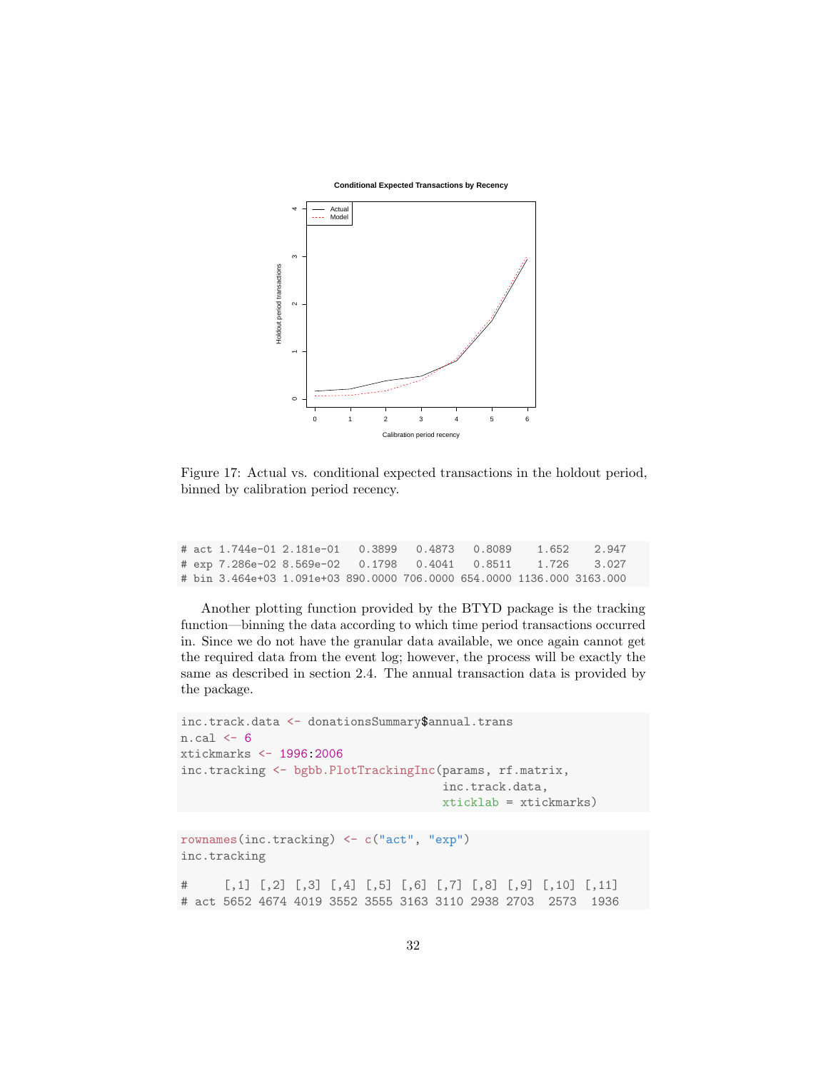Figure 17: Actual vs. conditional expected transactions in the holdout period, binned by calibration period recency.

```
# act 1.744e-01 2.181e-01   0.3899   0.4873   0.8089    1.652    2.947
# exp 7.286e-02 8.569e-02   0.1798   0.4041   0.8511    1.726    3.027
# bin 3.464e+03 1.091e+03 890.0000 706.0000 654.0000 1136.000 3163.000
```

Another plotting function provided by the BTYD package is the tracking function—binning the data according to which time period transactions occurred in. Since we do not have the granular data available, we once again cannot get the required data from the event log; however, the process will be exactly the same as described in section 2.4. The annual transaction data is provided by the package.

```
inc.track.data <- donationsSummary$annual.trans
n.cal <- 6
xtickmarks <- 1996:2006
inc.tracking <- bgbb.PlotTrackingInc(params, rf.matrix,
                                     inc.track.data,
                                     xticklab = xtickmarks)
```

```
rownames(inc.tracking) <- c("act", "exp")
inc.tracking

#     [,1] [,2] [,3] [,4] [,5] [,6] [,7] [,8] [,9] [,10] [,11]
# act 5652 4674 4019 3552 3555 3163 3110 2938 2703  2573  1936
```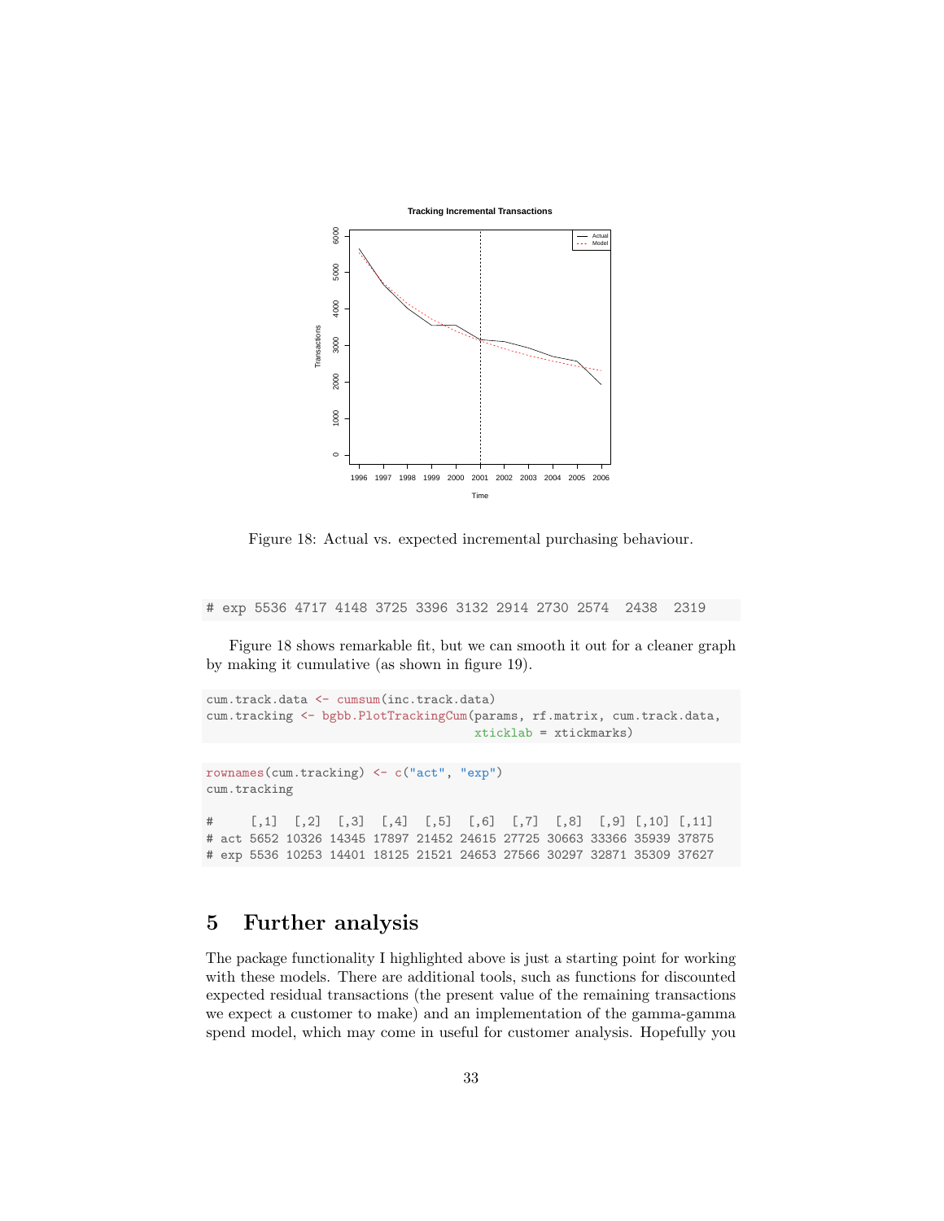Figure 18: Actual vs. expected incremental purchasing behaviour.

```
# exp 5536 4717 4148 3725 3396 3132 2914 2730 2574  2438  2319
```

Figure 18 shows remarkable fit, but we can smooth it out for a cleaner graph by making it cumulative (as shown in figure 19).

```
cum.track.data <- cumsum(inc.track.data)
cum.tracking <- bgbb.PlotTrackingCum(params, rf.matrix, cum.track.data,
                                     xticklab = xtickmarks)
```

```
rownames(cum.tracking) <- c("act", "exp")
cum.tracking

#     [,1]  [,2]  [,3]  [,4]  [,5]  [,6]  [,7]  [,8]  [,9] [,10] [,11]
# act 5652 10326 14345 17897 21452 24615 27725 30663 33366 35939 37875
# exp 5536 10253 14401 18125 21521 24653 27566 30297 32871 35309 37627
```

## 5 Further analysis

The package functionality I highlighted above is just a starting point for working with these models. There are additional tools, such as functions for discounted expected residual transactions (the present value of the remaining transactions we expect a customer to make) and an implementation of the gamma-gamma spend model, which may come in useful for customer analysis. Hopefully you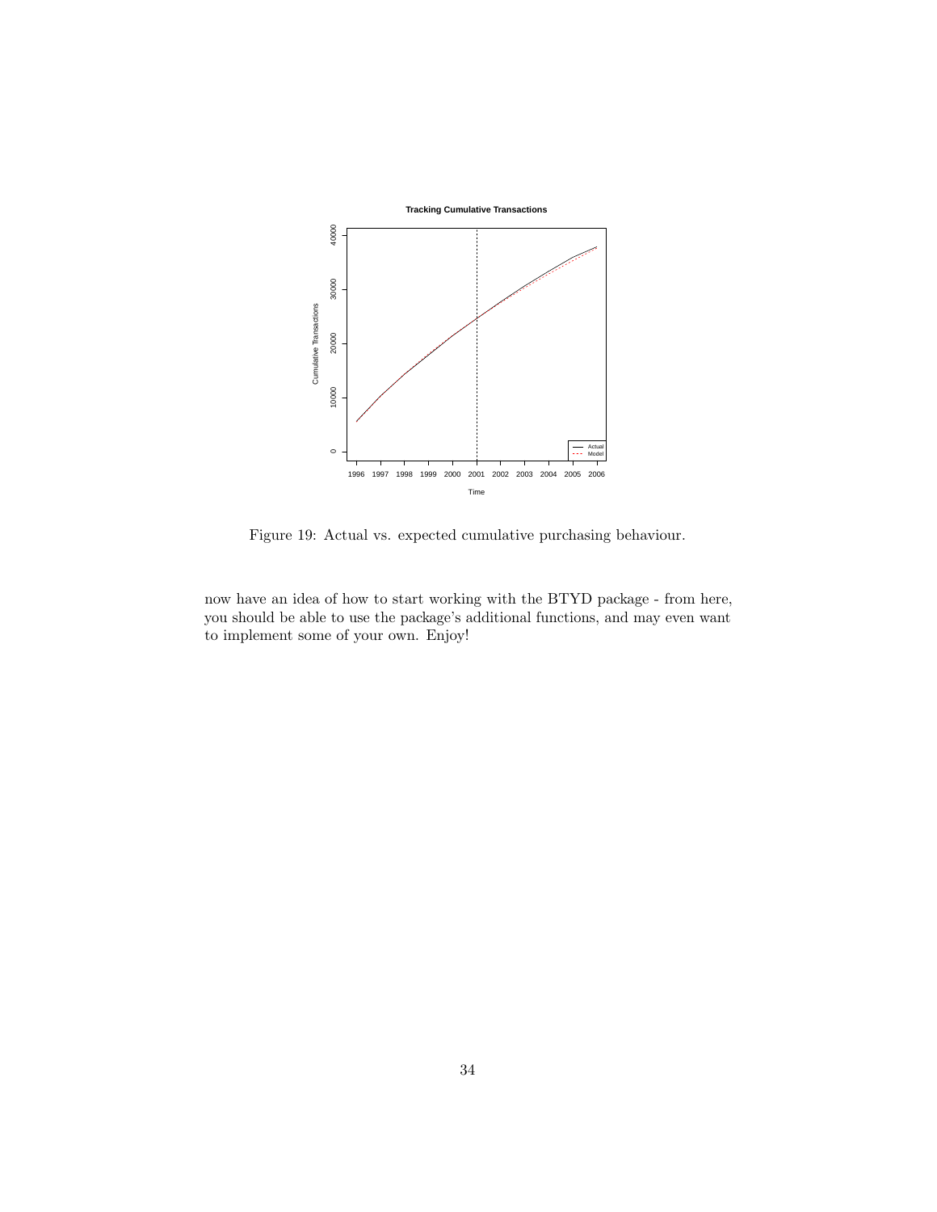Figure 19: Actual vs. expected cumulative purchasing behaviour.

now have an idea of how to start working with the BTYD package - from here, you should be able to use the package's additional functions, and may even want to implement some of your own. Enjoy!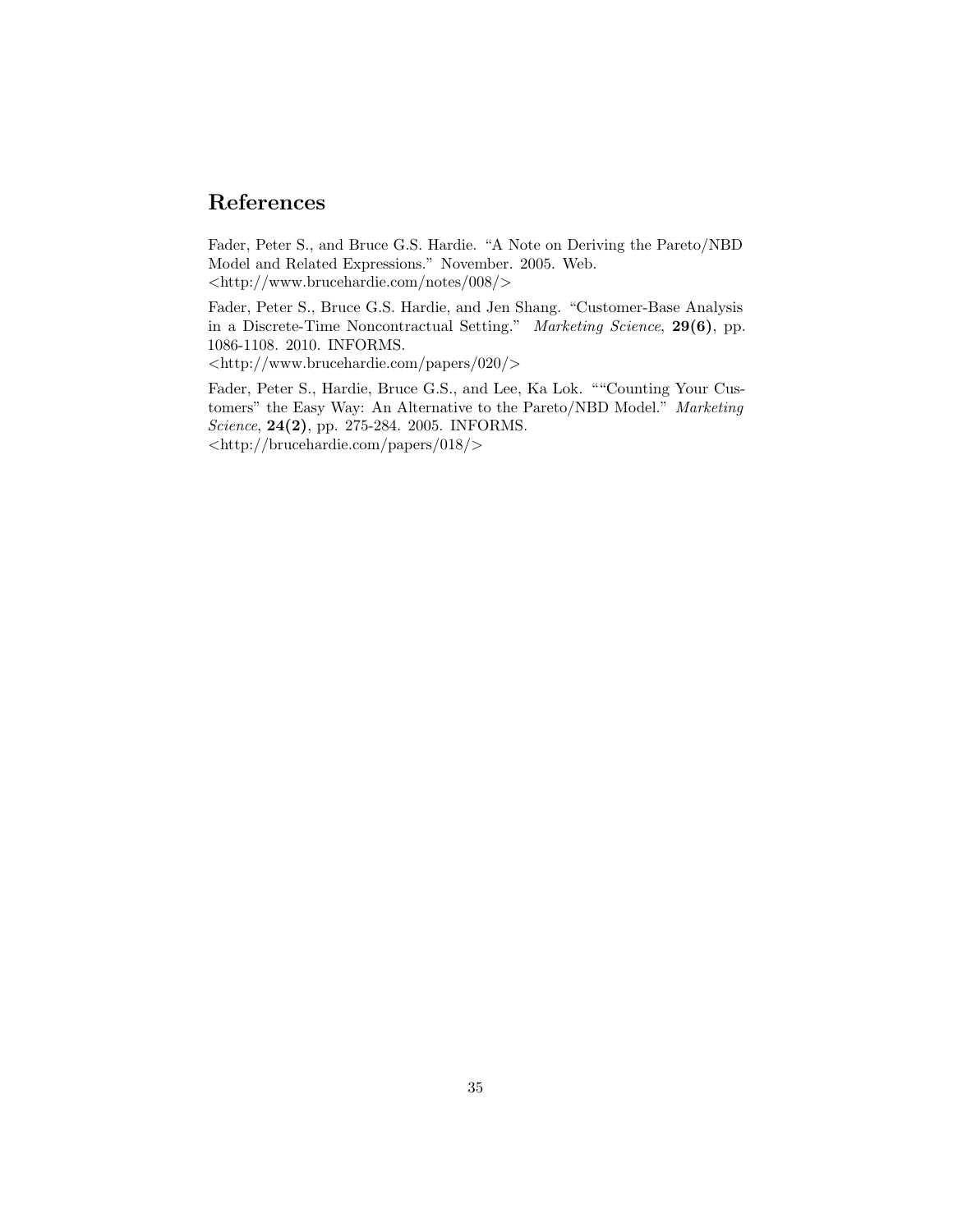## References

Fader, Peter S., and Bruce G.S. Hardie. "A Note on Deriving the Pareto/NBD Model and Related Expressions." November. 2005. Web.
<http://www.brucehardie.com/notes/008/>

Fader, Peter S., Bruce G.S. Hardie, and Jen Shang. "Customer-Base Analysis in a Discrete-Time Noncontractual Setting." *Marketing Science*, **29(6)**, pp. 1086-1108. 2010. INFORMS.
<http://www.brucehardie.com/papers/020/>

Fader, Peter S., Hardie, Bruce G.S., and Lee, Ka Lok. ""Counting Your Customers" the Easy Way: An Alternative to the Pareto/NBD Model." *Marketing Science*, **24(2)**, pp. 275-284. 2005. INFORMS.
<http://brucehardie.com/papers/018/>